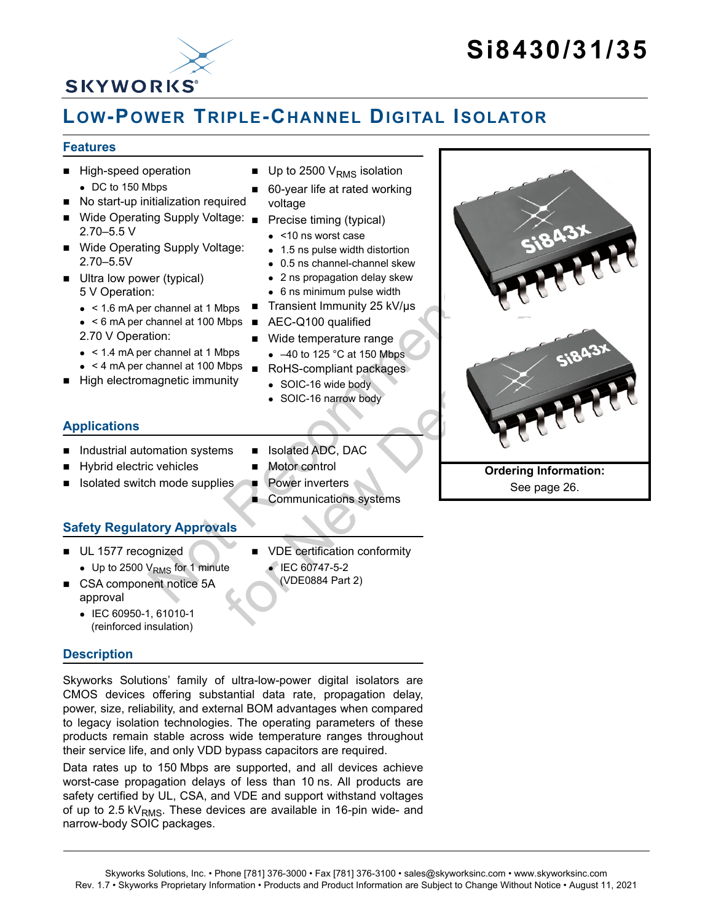# Si8430/31/35

## Low-Power Triple-Channel Digital Isolator

### Features

- High-speed operation
  - DC to 150 Mbps
- No start-up initialization required
- Wide Operating Supply Voltage: 2.70–5.5 V
- Wide Operating Supply Voltage: 2.70–5.5V
- Ultra low power (typical)
  5 V Operation:
  - < 1.6 mA per channel at 1 Mbps
  - < 6 mA per channel at 100 Mbps

  2.70 V Operation:
  - < 1.4 mA per channel at 1 Mbps
  - < 4 mA per channel at 100 Mbps
- High electromagnetic immunity
- Up to 2500 $V_{RMS}$ isolation
- 60-year life at rated working voltage
- Precise timing (typical)
  - <10 ns worst case
  - 1.5 ns pulse width distortion
  - 0.5 ns channel-channel skew
  - 2 ns propagation delay skew
  - 6 ns minimum pulse width
- Transient Immunity 25 kV/µs
- AEC-Q100 qualified
- Wide temperature range
  - –40 to 125 °C at 150 Mbps
- RoHS-compliant packages
  - SOIC-16 wide body
  - SOIC-16 narrow body

**Ordering Information:**
See page 26.

### Applications

- Industrial automation systems
- Hybrid electric vehicles
- Isolated switch mode supplies
- Isolated ADC, DAC
- Motor control
- Power inverters
- Communications systems

### Safety Regulatory Approvals

- UL 1577 recognized
  - Up to 2500 $V_{RMS}$ for 1 minute
- CSA component notice 5A approval
  - IEC 60950-1, 61010-1 (reinforced insulation)
- VDE certification conformity
  - IEC 60747-5-2 (VDE0884 Part 2)

### Description

Skyworks Solutions' family of ultra-low-power digital isolators are CMOS devices offering substantial data rate, propagation delay, power, size, reliability, and external BOM advantages when compared to legacy isolation technologies. The operating parameters of these products remain stable across wide temperature ranges throughout their service life, and only VDD bypass capacitors are required.

Data rates up to 150 Mbps are supported, and all devices achieve worst-case propagation delays of less than 10 ns. All products are safety certified by UL, CSA, and VDE and support withstand voltages of up to 2.5 $kV_{RMS}$. These devices are available in 16-pin wide- and narrow-body SOIC packages.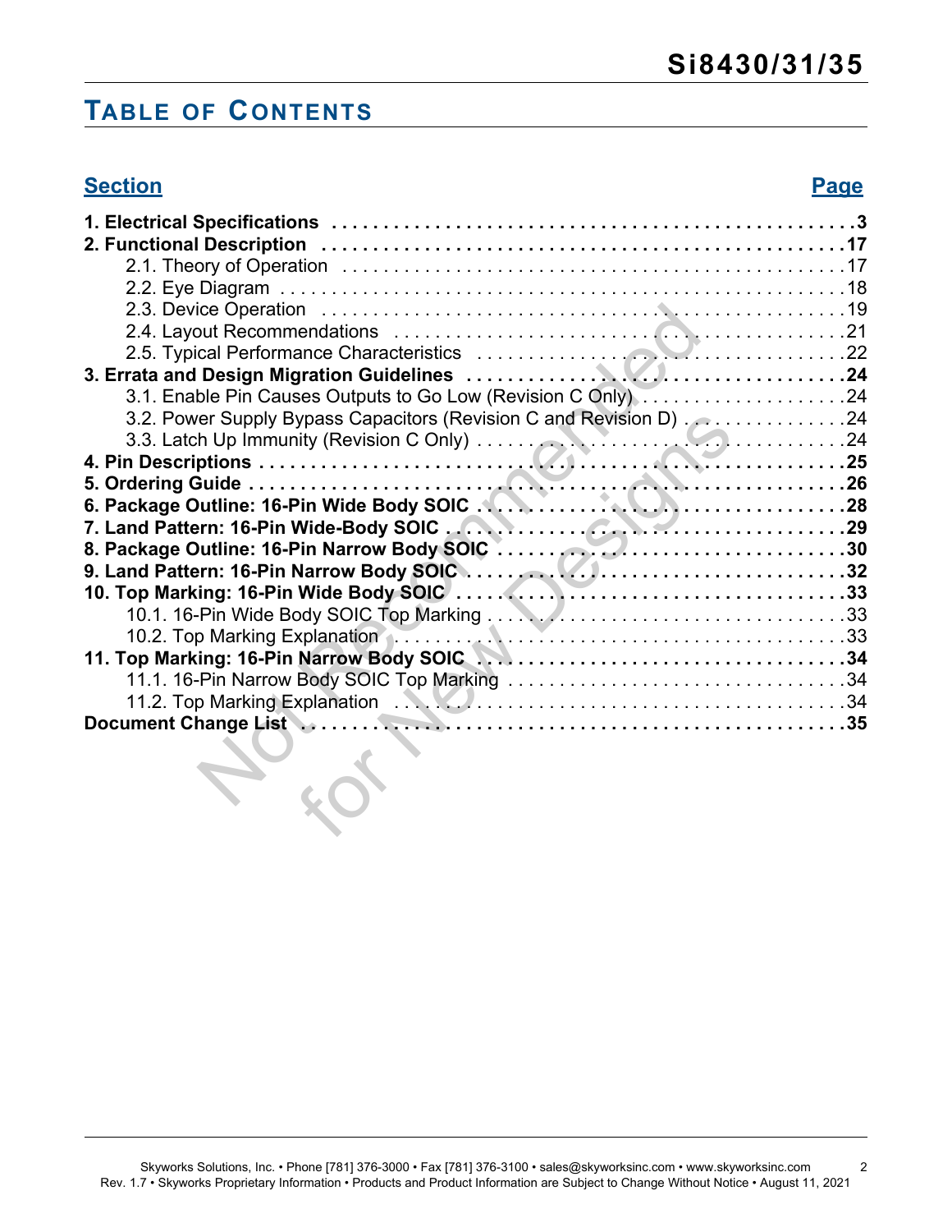# Table of Contents

| Section | Page |
|---|---|
| **1. Electrical Specifications** | **3** |
| **2. Functional Description** | **17** |
| 2.1. Theory of Operation | 17 |
| 2.2. Eye Diagram | 18 |
| 2.3. Device Operation | 19 |
| 2.4. Layout Recommendations | 21 |
| 2.5. Typical Performance Characteristics | 22 |
| **3. Errata and Design Migration Guidelines** | **24** |
| 3.1. Enable Pin Causes Outputs to Go Low (Revision C Only) | 24 |
| 3.2. Power Supply Bypass Capacitors (Revision C and Revision D) | 24 |
| 3.3. Latch Up Immunity (Revision C Only) | 24 |
| **4. Pin Descriptions** | **25** |
| **5. Ordering Guide** | **26** |
| **6. Package Outline: 16-Pin Wide Body SOIC** | **28** |
| **7. Land Pattern: 16-Pin Wide-Body SOIC** | **29** |
| **8. Package Outline: 16-Pin Narrow Body SOIC** | **30** |
| **9. Land Pattern: 16-Pin Narrow Body SOIC** | **32** |
| **10. Top Marking: 16-Pin Wide Body SOIC** | **33** |
| 10.1. 16-Pin Wide Body SOIC Top Marking | 33 |
| 10.2. Top Marking Explanation | 33 |
| **11. Top Marking: 16-Pin Narrow Body SOIC** | **34** |
| 11.1. 16-Pin Narrow Body SOIC Top Marking | 34 |
| 11.2. Top Marking Explanation | 34 |
| **Document Change List** | **35** |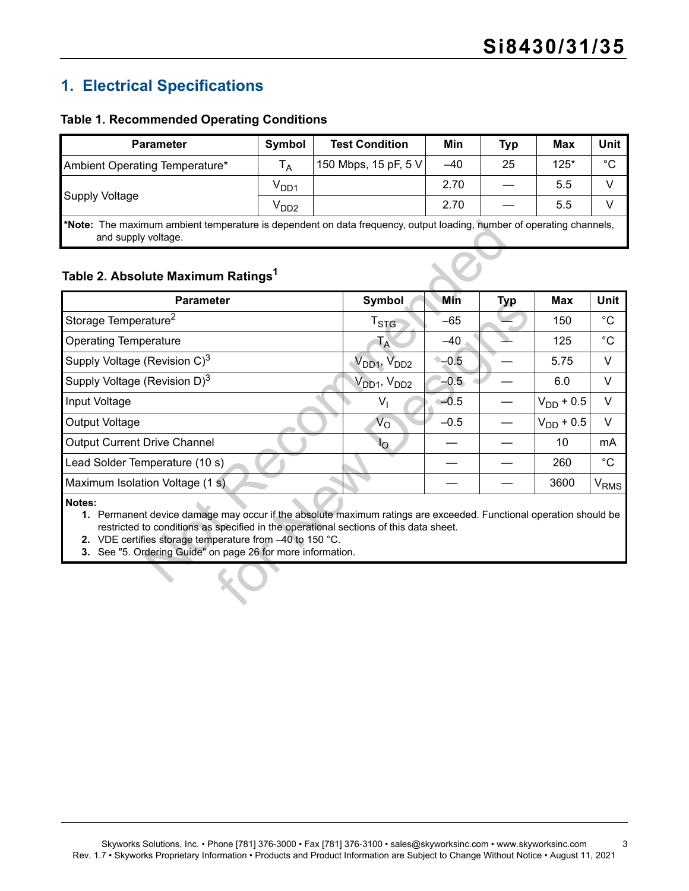## 1. Electrical Specifications

**Table 1. Recommended Operating Conditions**

| Parameter | Symbol | Test Condition | Min | Typ | Max | Unit |
|---|---|---|---|---|---|---|
| Ambient Operating Temperature* | $T_A$ | 150 Mbps, 15 pF, 5 V | –40 | 25 | 125* | °C |
| Supply Voltage | $V_{DD1}$ | | 2.70 | — | 5.5 | V |
| | $V_{DD2}$ | | 2.70 | — | 5.5 | V |

***Note:** The maximum ambient temperature is dependent on data frequency, output loading, number of operating channels, and supply voltage.

**Table 2. Absolute Maximum Ratings[1]**

| Parameter | Symbol | Min | Typ | Max | Unit |
|---|---|---|---|---|---|
| Storage Temperature[2] | $T_{STG}$ | –65 | — | 150 | °C |
| Operating Temperature | $T_A$ | –40 | — | 125 | °C |
| Supply Voltage (Revision C)[3] | $V_{DD1}$, $V_{DD2}$ | –0.5 | — | 5.75 | V |
| Supply Voltage (Revision D)[3] | $V_{DD1}$, $V_{DD2}$ | –0.5 | — | 6.0 | V |
| Input Voltage | $V_I$ | –0.5 | — | $V_{DD}$ + 0.5 | V |
| Output Voltage | $V_O$ | –0.5 | — | $V_{DD}$ + 0.5 | V |
| Output Current Drive Channel | $I_O$ | — | — | 10 | mA |
| Lead Solder Temperature (10 s) | | — | — | 260 | °C |
| Maximum Isolation Voltage (1 s) | | — | — | 3600 | $V_{RMS}$ |

**Notes:**

1. Permanent device damage may occur if the absolute maximum ratings are exceeded. Functional operation should be restricted to conditions as specified in the operational sections of this data sheet.
2. VDE certifies storage temperature from –40 to 150 °C.
3. See "5. Ordering Guide" on page 26 for more information.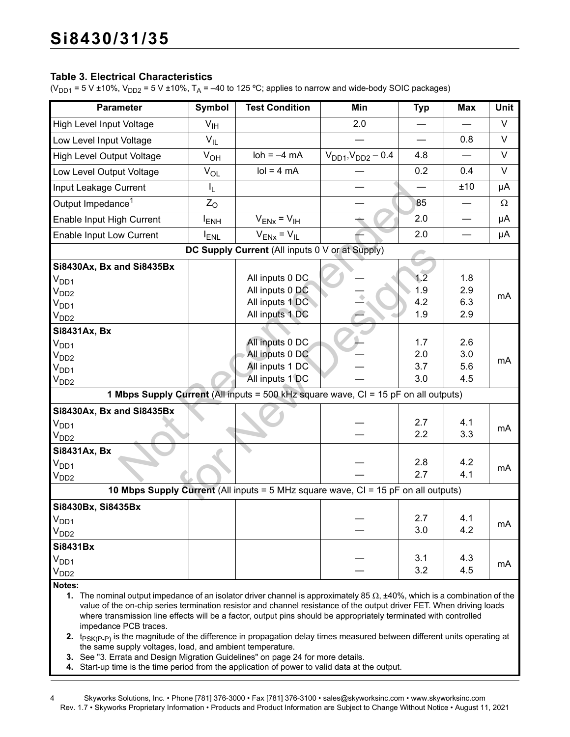### Table 3. Electrical Characteristics

($V_{DD1}$ = 5 V ±10%, $V_{DD2}$ = 5 V ±10%, $T_A$ = –40 to 125 ºC; applies to narrow and wide-body SOIC packages)

| Parameter | Symbol | Test Condition | Min | Typ | Max | Unit |
|---|---|---|---|---|---|---|
| High Level Input Voltage | $V_{IH}$ | | 2.0 | — | — | V |
| Low Level Input Voltage | $V_{IL}$ | | — | — | 0.8 | V |
| High Level Output Voltage | $V_{OH}$ | Ioh = –4 mA | $V_{DD1}$,$V_{DD2}$ – 0.4 | 4.8 | — | V |
| Low Level Output Voltage | $V_{OL}$ | Iol = 4 mA | — | 0.2 | 0.4 | V |
| Input Leakage Current | $I_L$ | | — | — | ±10 | µA |
| Output Impedance[1] | $Z_O$ | | — | 85 | — | Ω |
| Enable Input High Current | $I_{ENH}$ | $V_{ENx} = V_{IH}$ | — | 2.0 | — | µA |
| Enable Input Low Current | $I_{ENL}$ | $V_{ENx} = V_{IL}$ | — | 2.0 | — | µA |
| **DC Supply Current** (All inputs 0 V or at Supply) | | | | | | |
| **Si8430Ax, Bx and Si8435Bx** | | | | | | |
| $V_{DD1}$ | | All inputs 0 DC | — | 1.2 | 1.8 | mA |
| $V_{DD2}$ | | All inputs 0 DC | — | 1.9 | 2.9 | mA |
| $V_{DD1}$ | | All inputs 1 DC | — | 4.2 | 6.3 | mA |
| $V_{DD2}$ | | All inputs 1 DC | — | 1.9 | 2.9 | mA |
| **Si8431Ax, Bx** | | | | | | |
| $V_{DD1}$ | | All inputs 0 DC | — | 1.7 | 2.6 | mA |
| $V_{DD2}$ | | All inputs 0 DC | — | 2.0 | 3.0 | mA |
| $V_{DD1}$ | | All inputs 1 DC | — | 3.7 | 5.6 | mA |
| $V_{DD2}$ | | All inputs 1 DC | — | 3.0 | 4.5 | mA |
| **1 Mbps Supply Current** (All inputs = 500 kHz square wave, CI = 15 pF on all outputs) | | | | | | |
| **Si8430Ax, Bx and Si8435Bx** | | | | | | |
| $V_{DD1}$ | | | — | 2.7 | 4.1 | mA |
| $V_{DD2}$ | | | — | 2.2 | 3.3 | mA |
| **Si8431Ax, Bx** | | | | | | |
| $V_{DD1}$ | | | — | 2.8 | 4.2 | mA |
| $V_{DD2}$ | | | — | 2.7 | 4.1 | mA |
| **10 Mbps Supply Current** (All inputs = 5 MHz square wave, CI = 15 pF on all outputs) | | | | | | |
| **Si8430Bx, Si8435Bx** | | | | | | |
| $V_{DD1}$ | | | — | 2.7 | 4.1 | mA |
| $V_{DD2}$ | | | — | 3.0 | 4.2 | mA |
| **Si8431Bx** | | | | | | |
| $V_{DD1}$ | | | — | 3.1 | 4.3 | mA |
| $V_{DD2}$ | | | — | 3.2 | 4.5 | mA |

**Notes:**

1. The nominal output impedance of an isolator driver channel is approximately 85 Ω, ±40%, which is a combination of the value of the on-chip series termination resistor and channel resistance of the output driver FET. When driving loads where transmission line effects will be a factor, output pins should be appropriately terminated with controlled impedance PCB traces.
2. $t_{PSK(P-P)}$ is the magnitude of the difference in propagation delay times measured between different units operating at the same supply voltages, load, and ambient temperature.
3. See "3. Errata and Design Migration Guidelines" on page 24 for more details.
4. Start-up time is the time period from the application of power to valid data at the output.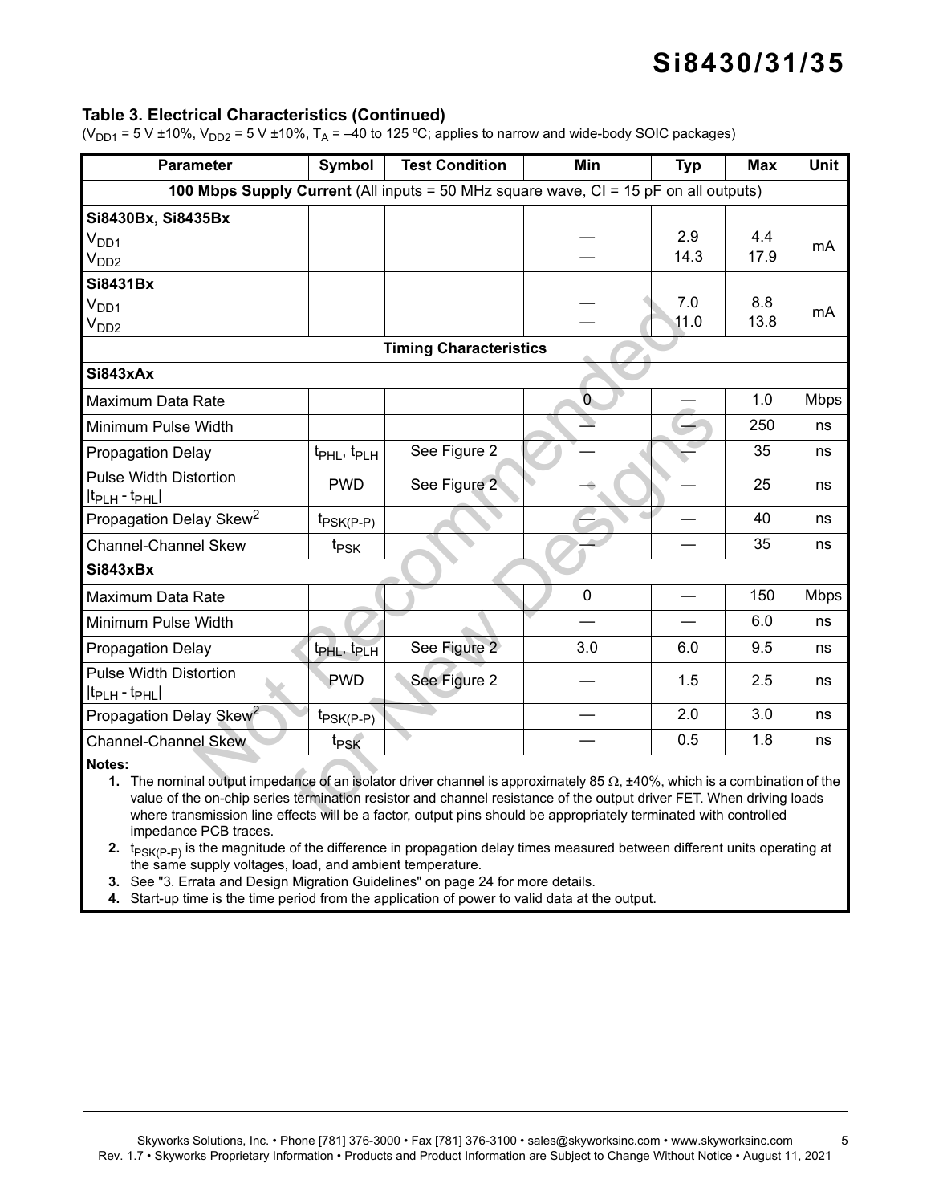### Table 3. Electrical Characteristics (Continued)

($V_{DD1}$ = 5 V ±10%, $V_{DD2}$ = 5 V ±10%, $T_A$ = –40 to 125 ºC; applies to narrow and wide-body SOIC packages)

| Parameter | Symbol | Test Condition | Min | Typ | Max | Unit |
|---|---|---|---|---|---|---|
| **100 Mbps Supply Current** (All inputs = 50 MHz square wave, CI = 15 pF on all outputs) | | | | | | |
| **Si8430Bx, Si8435Bx** | | | | | | |
| $V_{DD1}$ | | | — | 2.9 | 4.4 | mA |
| $V_{DD2}$ | | | — | 14.3 | 17.9 | mA |
| **Si8431Bx** | | | | | | |
| $V_{DD1}$ | | | — | 7.0 | 8.8 | mA |
| $V_{DD2}$ | | | — | 11.0 | 13.8 | mA |
| **Timing Characteristics** | | | | | | |
| **Si843xAx** | | | | | | |
| Maximum Data Rate | | | 0 | — | 1.0 | Mbps |
| Minimum Pulse Width | | | — | — | 250 | ns |
| Propagation Delay | $t_{PHL}$, $t_{PLH}$ | See Figure 2 | — | — | 35 | ns |
| Pulse Width Distortion $\lvert t_{PLH} - t_{PHL} \rvert$ | PWD | See Figure 2 | — | — | 25 | ns |
| Propagation Delay Skew[2] | $t_{PSK(P-P)}$ | | — | — | 40 | ns |
| Channel-Channel Skew | $t_{PSK}$ | | — | — | 35 | ns |
| **Si843xBx** | | | | | | |
| Maximum Data Rate | | | 0 | — | 150 | Mbps |
| Minimum Pulse Width | | | — | — | 6.0 | ns |
| Propagation Delay | $t_{PHL}$, $t_{PLH}$ | See Figure 2 | 3.0 | 6.0 | 9.5 | ns |
| Pulse Width Distortion $\lvert t_{PLH} - t_{PHL} \rvert$ | PWD | See Figure 2 | — | 1.5 | 2.5 | ns |
| Propagation Delay Skew[2] | $t_{PSK(P-P)}$ | | — | 2.0 | 3.0 | ns |
| Channel-Channel Skew | $t_{PSK}$ | | — | 0.5 | 1.8 | ns |

**Notes:**

1. The nominal output impedance of an isolator driver channel is approximately 85 Ω, ±40%, which is a combination of the value of the on-chip series termination resistor and channel resistance of the output driver FET. When driving loads where transmission line effects will be a factor, output pins should be appropriately terminated with controlled impedance PCB traces.
2. $t_{PSK(P-P)}$ is the magnitude of the difference in propagation delay times measured between different units operating at the same supply voltages, load, and ambient temperature.
3. See "3. Errata and Design Migration Guidelines" on page 24 for more details.
4. Start-up time is the time period from the application of power to valid data at the output.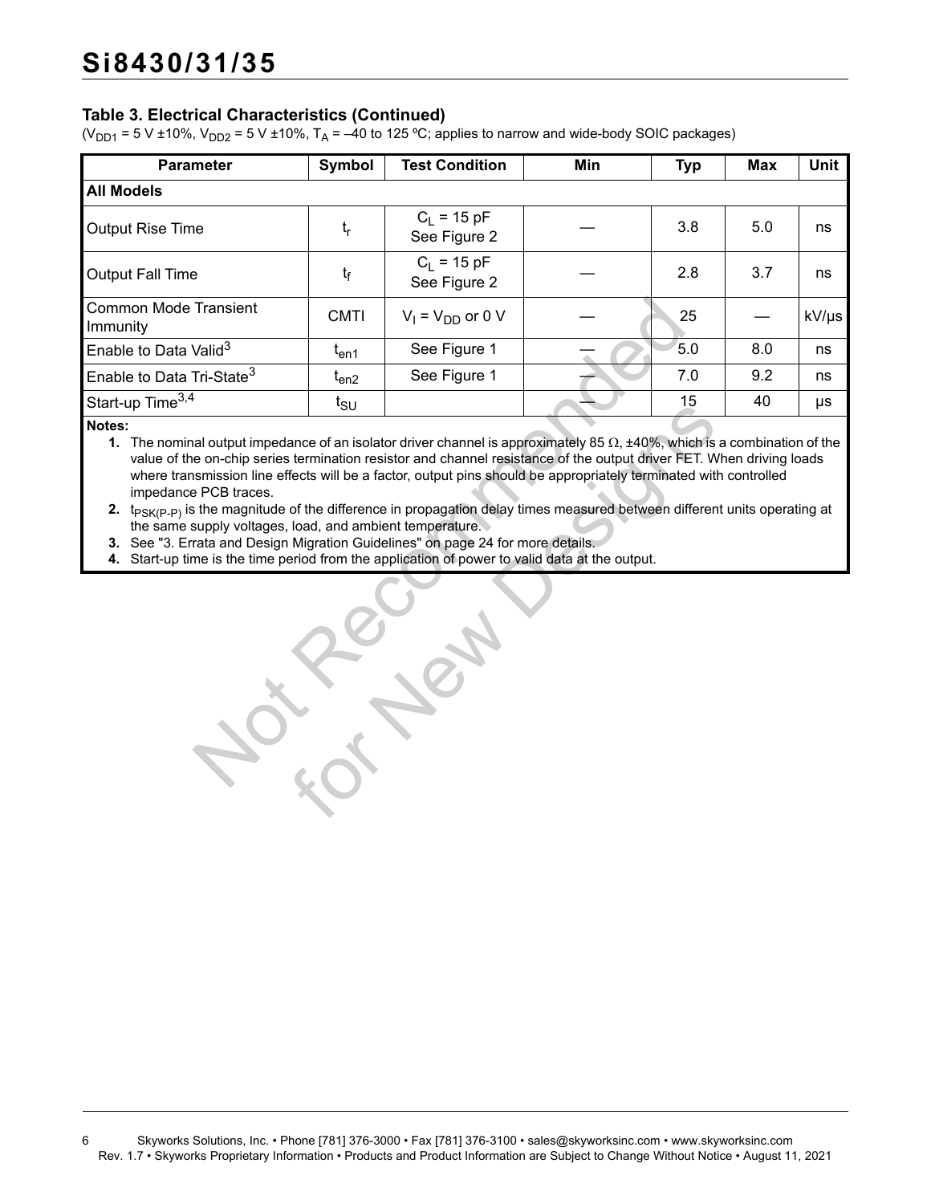### Table 3. Electrical Characteristics (Continued)

($V_{DD1}$ = 5 V ±10%, $V_{DD2}$ = 5 V ±10%, $T_A$ = –40 to 125 ºC; applies to narrow and wide-body SOIC packages)

| Parameter | Symbol | Test Condition | Min | Typ | Max | Unit |
|---|---|---|---|---|---|---|
| **All Models** | | | | | | |
| Output Rise Time | $t_r$ | $C_L$ = 15 pF<br>See Figure 2 | — | 3.8 | 5.0 | ns |
| Output Fall Time | $t_f$ | $C_L$ = 15 pF<br>See Figure 2 | — | 2.8 | 3.7 | ns |
| Common Mode Transient Immunity | CMTI | $V_I = V_{DD}$ or 0 V | — | 25 | — | kV/µs |
| Enable to Data Valid[3] | $t_{en1}$ | See Figure 1 | — | 5.0 | 8.0 | ns |
| Enable to Data Tri-State[3] | $t_{en2}$ | See Figure 1 | — | 7.0 | 9.2 | ns |
| Start-up Time[3,4] | $t_{SU}$ | | — | 15 | 40 | µs |

**Notes:**

1. The nominal output impedance of an isolator driver channel is approximately 85 Ω, ±40%, which is a combination of the value of the on-chip series termination resistor and channel resistance of the output driver FET. When driving loads where transmission line effects will be a factor, output pins should be appropriately terminated with controlled impedance PCB traces.
2. $t_{PSK(P-P)}$ is the magnitude of the difference in propagation delay times measured between different units operating at the same supply voltages, load, and ambient temperature.
3. See "3. Errata and Design Migration Guidelines" on page 24 for more details.
4. Start-up time is the time period from the application of power to valid data at the output.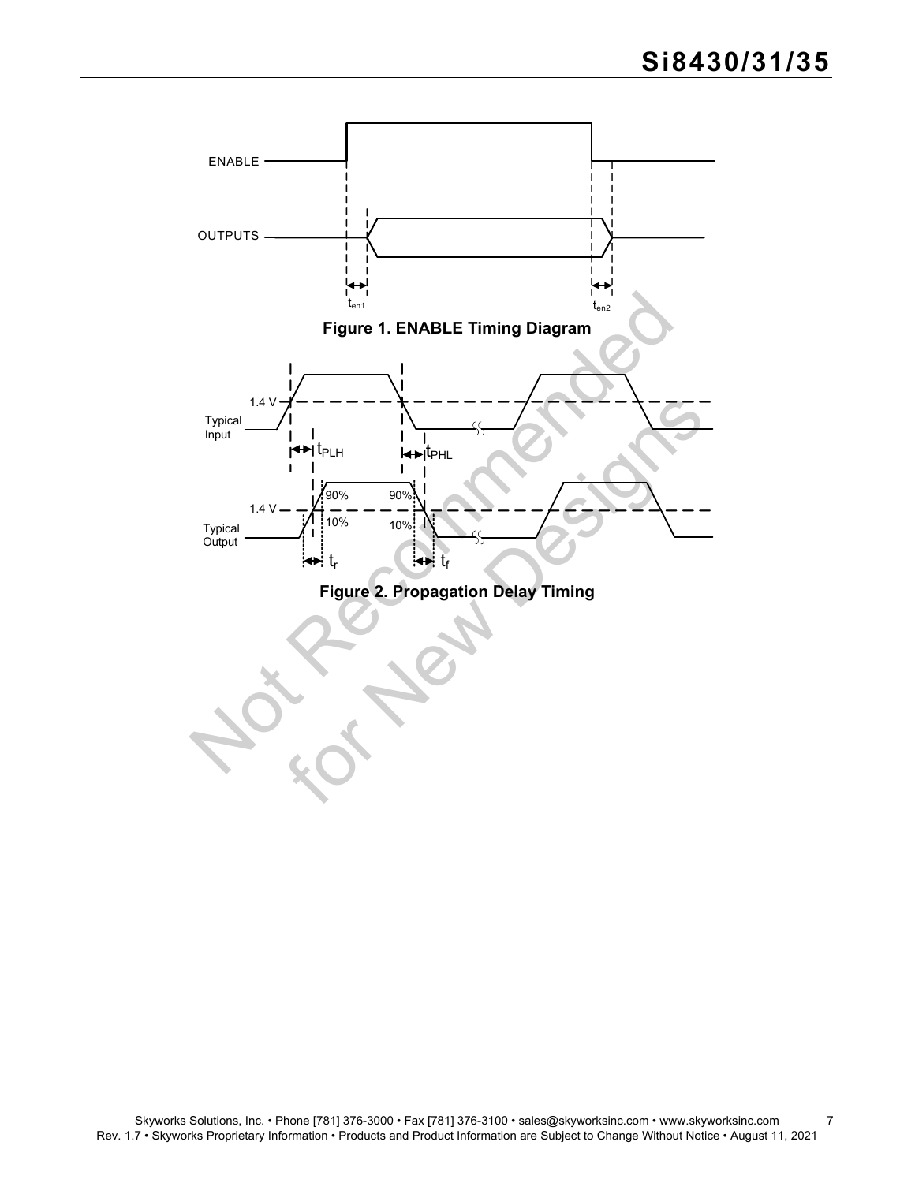**Figure 1. ENABLE Timing Diagram**

**Figure 2. Propagation Delay Timing**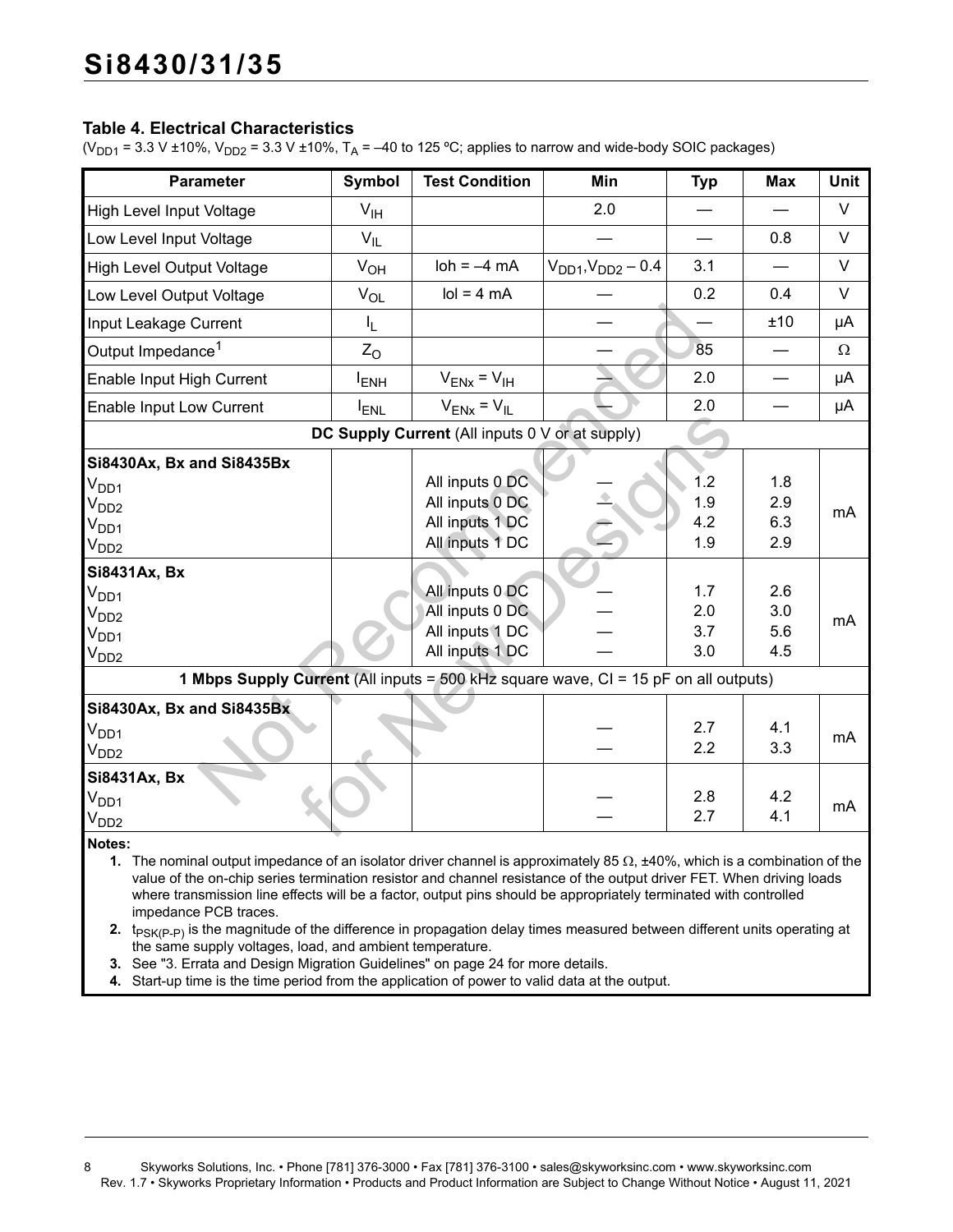### Table 4. Electrical Characteristics

($V_{DD1}$ = 3.3 V ±10%, $V_{DD2}$ = 3.3 V ±10%, $T_A$ = –40 to 125 ºC; applies to narrow and wide-body SOIC packages)

| Parameter | Symbol | Test Condition | Min | Typ | Max | Unit |
|---|---|---|---|---|---|---|
| High Level Input Voltage | $V_{IH}$ | | 2.0 | — | — | V |
| Low Level Input Voltage | $V_{IL}$ | | — | — | 0.8 | V |
| High Level Output Voltage | $V_{OH}$ | loh = –4 mA | $V_{DD1}$,$V_{DD2}$ – 0.4 | 3.1 | — | V |
| Low Level Output Voltage | $V_{OL}$ | lol = 4 mA | — | 0.2 | 0.4 | V |
| Input Leakage Current | $I_L$ | | — | — | ±10 | µA |
| Output Impedance[1] | $Z_O$ | | — | 85 | — | Ω |
| Enable Input High Current | $I_{ENH}$ | $V_{ENx} = V_{IH}$ | — | 2.0 | — | µA |
| Enable Input Low Current | $I_{ENL}$ | $V_{ENx} = V_{IL}$ | — | 2.0 | — | µA |
| **DC Supply Current** (All inputs 0 V or at supply) | | | | | | |
| **Si8430Ax, Bx and Si8435Bx** | | | | | | |
| $V_{DD1}$ | | All inputs 0 DC | — | 1.2 | 1.8 | mA |
| $V_{DD2}$ | | All inputs 0 DC | — | 1.9 | 2.9 | mA |
| $V_{DD1}$ | | All inputs 1 DC | — | 4.2 | 6.3 | mA |
| $V_{DD2}$ | | All inputs 1 DC | — | 1.9 | 2.9 | mA |
| **Si8431Ax, Bx** | | | | | | |
| $V_{DD1}$ | | All inputs 0 DC | — | 1.7 | 2.6 | mA |
| $V_{DD2}$ | | All inputs 0 DC | — | 2.0 | 3.0 | mA |
| $V_{DD1}$ | | All inputs 1 DC | — | 3.7 | 5.6 | mA |
| $V_{DD2}$ | | All inputs 1 DC | — | 3.0 | 4.5 | mA |
| **1 Mbps Supply Current** (All inputs = 500 kHz square wave, Cl = 15 pF on all outputs) | | | | | | |
| **Si8430Ax, Bx and Si8435Bx** | | | | | | |
| $V_{DD1}$ | | | — | 2.7 | 4.1 | mA |
| $V_{DD2}$ | | | — | 2.2 | 3.3 | mA |
| **Si8431Ax, Bx** | | | | | | |
| $V_{DD1}$ | | | — | 2.8 | 4.2 | mA |
| $V_{DD2}$ | | | — | 2.7 | 4.1 | mA |

**Notes:**

1. The nominal output impedance of an isolator driver channel is approximately 85 Ω, ±40%, which is a combination of the value of the on-chip series termination resistor and channel resistance of the output driver FET. When driving loads where transmission line effects will be a factor, output pins should be appropriately terminated with controlled impedance PCB traces.
2. $t_{PSK(P-P)}$ is the magnitude of the difference in propagation delay times measured between different units operating at the same supply voltages, load, and ambient temperature.
3. See "3. Errata and Design Migration Guidelines" on page 24 for more details.
4. Start-up time is the time period from the application of power to valid data at the output.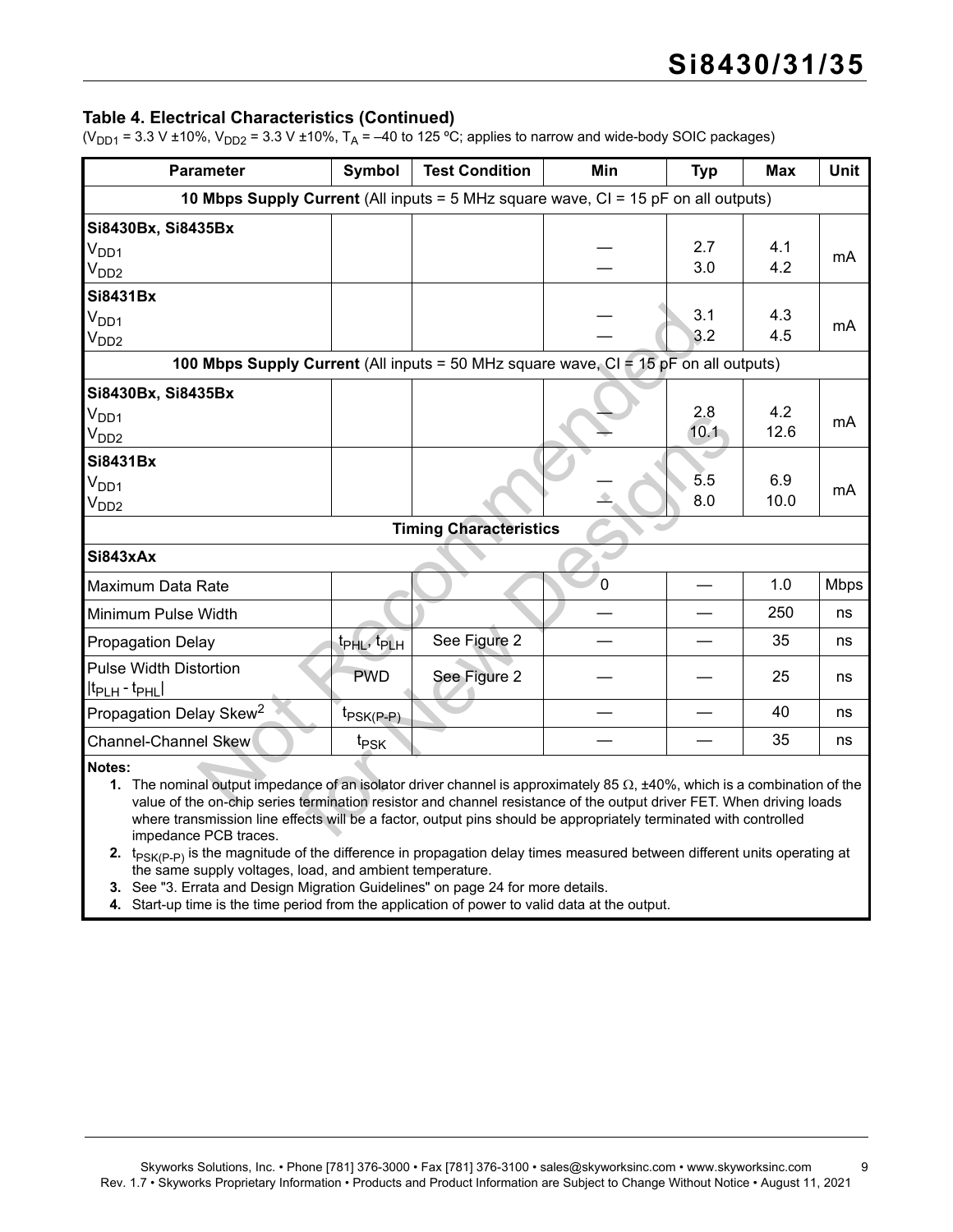### Table 4. Electrical Characteristics (Continued)

($V_{DD1}$ = 3.3 V ±10%, $V_{DD2}$ = 3.3 V ±10%, $T_A$ = –40 to 125 ºC; applies to narrow and wide-body SOIC packages)

| Parameter | Symbol | Test Condition | Min | Typ | Max | Unit |
|---|---|---|---|---|---|---|
| **10 Mbps Supply Current** (All inputs = 5 MHz square wave, Cl = 15 pF on all outputs) | | | | | | |
| **Si8430Bx, Si8435Bx** | | | | | | |
| $V_{DD1}$ | | | — | 2.7 | 4.1 | mA |
| $V_{DD2}$ | | | — | 3.0 | 4.2 | mA |
| **Si8431Bx** | | | | | | |
| $V_{DD1}$ | | | — | 3.1 | 4.3 | mA |
| $V_{DD2}$ | | | — | 3.2 | 4.5 | mA |
| **100 Mbps Supply Current** (All inputs = 50 MHz square wave, Cl = 15 pF on all outputs) | | | | | | |
| **Si8430Bx, Si8435Bx** | | | | | | |
| $V_{DD1}$ | | | — | 2.8 | 4.2 | mA |
| $V_{DD2}$ | | | — | 10.1 | 12.6 | mA |
| **Si8431Bx** | | | | | | |
| $V_{DD1}$ | | | — | 5.5 | 6.9 | mA |
| $V_{DD2}$ | | | — | 8.0 | 10.0 | mA |
| **Timing Characteristics** | | | | | | |
| **Si843xAx** | | | | | | |
| Maximum Data Rate | | | 0 | — | 1.0 | Mbps |
| Minimum Pulse Width | | | — | — | 250 | ns |
| Propagation Delay | $t_{PHL}$, $t_{PLH}$ | See Figure 2 | — | — | 35 | ns |
| Pulse Width Distortion $\|t_{PLH} - t_{PHL}\|$ | PWD | See Figure 2 | — | — | 25 | ns |
| Propagation Delay Skew[2] | $t_{PSK(P-P)}$ | | — | — | 40 | ns |
| Channel-Channel Skew | $t_{PSK}$ | | — | — | 35 | ns |

**Notes:**

1. The nominal output impedance of an isolator driver channel is approximately 85 Ω, ±40%, which is a combination of the value of the on-chip series termination resistor and channel resistance of the output driver FET. When driving loads where transmission line effects will be a factor, output pins should be appropriately terminated with controlled impedance PCB traces.
2. $t_{PSK(P-P)}$ is the magnitude of the difference in propagation delay times measured between different units operating at the same supply voltages, load, and ambient temperature.
3. See "3. Errata and Design Migration Guidelines" on page 24 for more details.
4. Start-up time is the time period from the application of power to valid data at the output.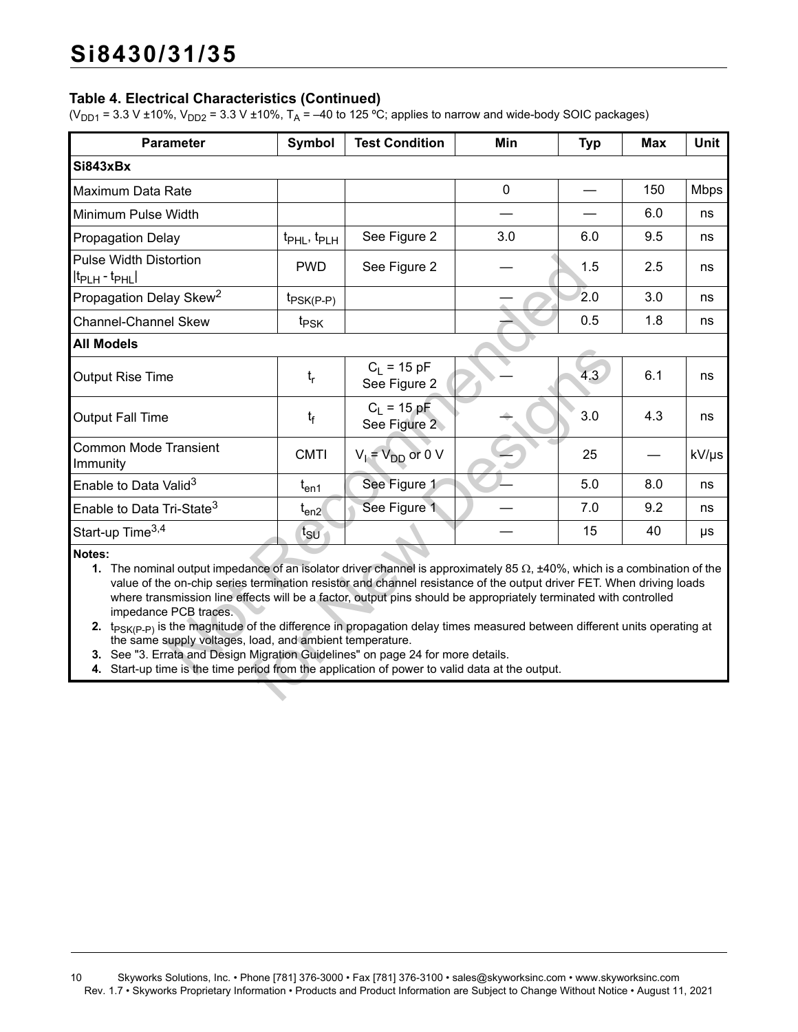### Table 4. Electrical Characteristics (Continued)

($V_{DD1}$ = 3.3 V ±10%, $V_{DD2}$ = 3.3 V ±10%, $T_A$ = –40 to 125 ºC; applies to narrow and wide-body SOIC packages)

| Parameter | Symbol | Test Condition | Min | Typ | Max | Unit |
|---|---|---|---|---|---|---|
| **Si843xBx** | | | | | | |
| Maximum Data Rate | | | 0 | — | 150 | Mbps |
| Minimum Pulse Width | | | — | — | 6.0 | ns |
| Propagation Delay | $t_{PHL}$, $t_{PLH}$ | See Figure 2 | 3.0 | 6.0 | 9.5 | ns |
| Pulse Width Distortion $\lvert t_{PLH} - t_{PHL}\rvert$ | PWD | See Figure 2 | — | 1.5 | 2.5 | ns |
| Propagation Delay Skew[2] | $t_{PSK(P-P)}$ | | — | 2.0 | 3.0 | ns |
| Channel-Channel Skew | $t_{PSK}$ | | — | 0.5 | 1.8 | ns |
| **All Models** | | | | | | |
| Output Rise Time | $t_r$ | $C_L$ = 15 pF See Figure 2 | — | 4.3 | 6.1 | ns |
| Output Fall Time | $t_f$ | $C_L$ = 15 pF See Figure 2 | — | 3.0 | 4.3 | ns |
| Common Mode Transient Immunity | CMTI | $V_I = V_{DD}$ or 0 V | — | 25 | — | kV/µs |
| Enable to Data Valid[3] | $t_{en1}$ | See Figure 1 | — | 5.0 | 8.0 | ns |
| Enable to Data Tri-State[3] | $t_{en2}$ | See Figure 1 | — | 7.0 | 9.2 | ns |
| Start-up Time[3,4] | $t_{SU}$ | | — | 15 | 40 | µs |

**Notes:**

1. The nominal output impedance of an isolator driver channel is approximately 85 Ω, ±40%, which is a combination of the value of the on-chip series termination resistor and channel resistance of the output driver FET. When driving loads where transmission line effects will be a factor, output pins should be appropriately terminated with controlled impedance PCB traces.
2. $t_{PSK(P-P)}$ is the magnitude of the difference in propagation delay times measured between different units operating at the same supply voltages, load, and ambient temperature.
3. See "3. Errata and Design Migration Guidelines" on page 24 for more details.
4. Start-up time is the time period from the application of power to valid data at the output.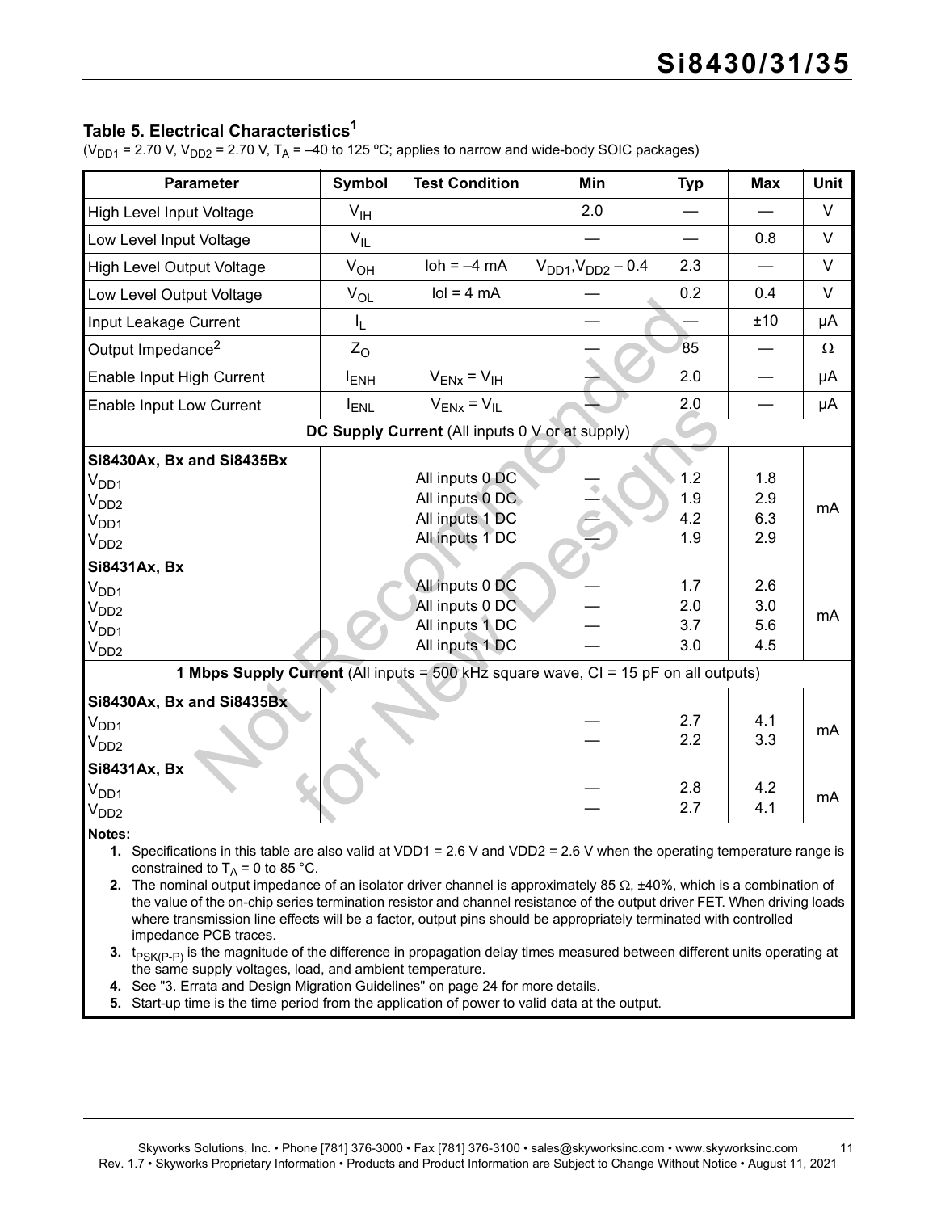### Table 5. Electrical Characteristics[1]

($V_{DD1}$ = 2.70 V, $V_{DD2}$ = 2.70 V, $T_A$ = –40 to 125 ºC; applies to narrow and wide-body SOIC packages)

| Parameter | Symbol | Test Condition | Min | Typ | Max | Unit |
|---|---|---|---|---|---|---|
| High Level Input Voltage | $V_{IH}$ | | 2.0 | — | — | V |
| Low Level Input Voltage | $V_{IL}$ | | — | — | 0.8 | V |
| High Level Output Voltage | $V_{OH}$ | loh = –4 mA | $V_{DD1}$,$V_{DD2}$ – 0.4 | 2.3 | — | V |
| Low Level Output Voltage | $V_{OL}$ | lol = 4 mA | — | 0.2 | 0.4 | V |
| Input Leakage Current | $I_L$ | | — | — | ±10 | µA |
| Output Impedance[2] | $Z_O$ | | — | 85 | — | Ω |
| Enable Input High Current | $I_{ENH}$ | $V_{ENx}$ = $V_{IH}$ | — | 2.0 | — | µA |
| Enable Input Low Current | $I_{ENL}$ | $V_{ENx}$ = $V_{IL}$ | — | 2.0 | — | µA |
| **DC Supply Current** (All inputs 0 V or at supply) | | | | | | |
| **Si8430Ax, Bx and Si8435Bx** | | | | | | |
| $V_{DD1}$ | | All inputs 0 DC | — | 1.2 | 1.8 | mA |
| $V_{DD2}$ | | All inputs 0 DC | — | 1.9 | 2.9 | mA |
| $V_{DD1}$ | | All inputs 1 DC | — | 4.2 | 6.3 | mA |
| $V_{DD2}$ | | All inputs 1 DC | — | 1.9 | 2.9 | mA |
| **Si8431Ax, Bx** | | | | | | |
| $V_{DD1}$ | | All inputs 0 DC | — | 1.7 | 2.6 | mA |
| $V_{DD2}$ | | All inputs 0 DC | — | 2.0 | 3.0 | mA |
| $V_{DD1}$ | | All inputs 1 DC | — | 3.7 | 5.6 | mA |
| $V_{DD2}$ | | All inputs 1 DC | — | 3.0 | 4.5 | mA |
| **1 Mbps Supply Current** (All inputs = 500 kHz square wave, Cl = 15 pF on all outputs) | | | | | | |
| **Si8430Ax, Bx and Si8435Bx** | | | | | | |
| $V_{DD1}$ | | | — | 2.7 | 4.1 | mA |
| $V_{DD2}$ | | | — | 2.2 | 3.3 | mA |
| **Si8431Ax, Bx** | | | | | | |
| $V_{DD1}$ | | | — | 2.8 | 4.2 | mA |
| $V_{DD2}$ | | | — | 2.7 | 4.1 | mA |

**Notes:**

1. Specifications in this table are also valid at VDD1 = 2.6 V and VDD2 = 2.6 V when the operating temperature range is constrained to $T_A$ = 0 to 85 °C.
2. The nominal output impedance of an isolator driver channel is approximately 85 Ω, ±40%, which is a combination of the value of the on-chip series termination resistor and channel resistance of the output driver FET. When driving loads where transmission line effects will be a factor, output pins should be appropriately terminated with controlled impedance PCB traces.
3. $t_{PSK(P-P)}$ is the magnitude of the difference in propagation delay times measured between different units operating at the same supply voltages, load, and ambient temperature.
4. See "3. Errata and Design Migration Guidelines" on page 24 for more details.
5. Start-up time is the time period from the application of power to valid data at the output.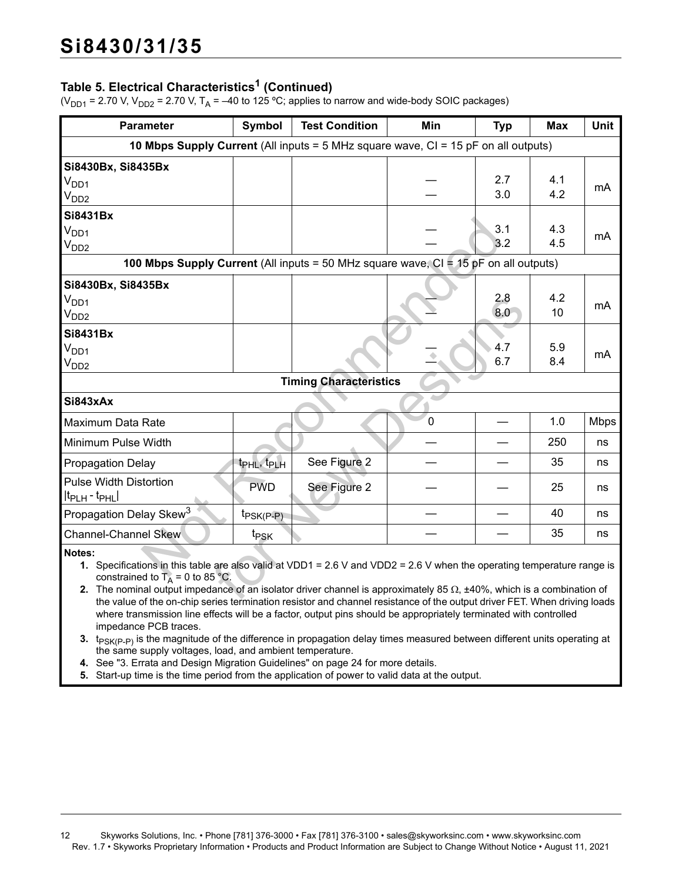### Table 5. Electrical Characteristics[1] (Continued)

($V_{DD1}$ = 2.70 V, $V_{DD2}$ = 2.70 V, $T_A$ = –40 to 125 ºC; applies to narrow and wide-body SOIC packages)

| Parameter | Symbol | Test Condition | Min | Typ | Max | Unit |
|---|---|---|---|---|---|---|
| **10 Mbps Supply Current** (All inputs = 5 MHz square wave, CI = 15 pF on all outputs) | | | | | | |
| **Si8430Bx, Si8435Bx** | | | | | | |
| $V_{DD1}$ | | | — | 2.7 | 4.1 | mA |
| $V_{DD2}$ | | | — | 3.0 | 4.2 | mA |
| **Si8431Bx** | | | | | | |
| $V_{DD1}$ | | | — | 3.1 | 4.3 | mA |
| $V_{DD2}$ | | | — | 3.2 | 4.5 | mA |
| **100 Mbps Supply Current** (All inputs = 50 MHz square wave, CI = 15 pF on all outputs) | | | | | | |
| **Si8430Bx, Si8435Bx** | | | | | | |
| $V_{DD1}$ | | | — | 2.8 | 4.2 | mA |
| $V_{DD2}$ | | | — | 8.0 | 10 | mA |
| **Si8431Bx** | | | | | | |
| $V_{DD1}$ | | | — | 4.7 | 5.9 | mA |
| $V_{DD2}$ | | | — | 6.7 | 8.4 | mA |
| **Timing Characteristics** | | | | | | |
| **Si843xAx** | | | | | | |
| Maximum Data Rate | | | 0 | — | 1.0 | Mbps |
| Minimum Pulse Width | | | — | — | 250 | ns |
| Propagation Delay | $t_{PHL}$, $t_{PLH}$ | See Figure 2 | — | — | 35 | ns |
| Pulse Width Distortion $\lvert t_{PLH} - t_{PHL}\rvert$ | PWD | See Figure 2 | — | — | 25 | ns |
| Propagation Delay Skew[3] | $t_{PSK(P-P)}$ | | — | — | 40 | ns |
| Channel-Channel Skew | $t_{PSK}$ | | — | — | 35 | ns |

**Notes:**

1. Specifications in this table are also valid at VDD1 = 2.6 V and VDD2 = 2.6 V when the operating temperature range is constrained to $T_A$ = 0 to 85 °C.
2. The nominal output impedance of an isolator driver channel is approximately 85 Ω, ±40%, which is a combination of the value of the on-chip series termination resistor and channel resistance of the output driver FET. When driving loads where transmission line effects will be a factor, output pins should be appropriately terminated with controlled impedance PCB traces.
3. $t_{PSK(P-P)}$ is the magnitude of the difference in propagation delay times measured between different units operating at the same supply voltages, load, and ambient temperature.
4. See "3. Errata and Design Migration Guidelines" on page 24 for more details.
5. Start-up time is the time period from the application of power to valid data at the output.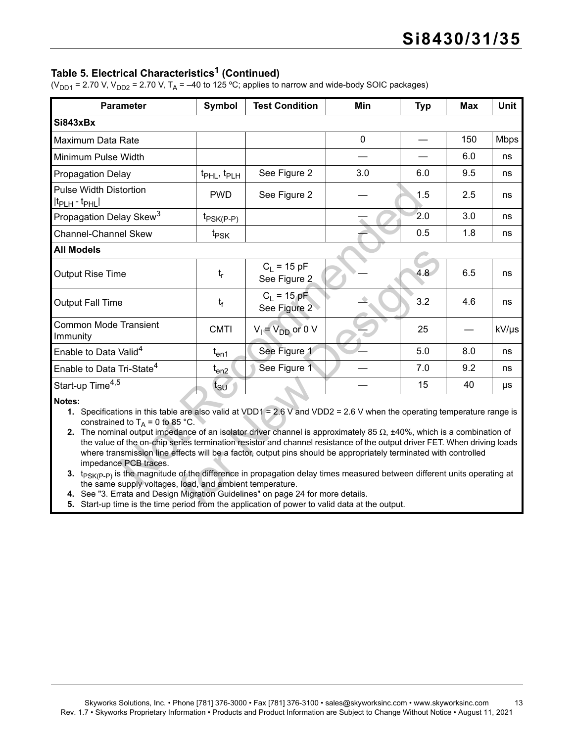### Table 5. Electrical Characteristics[1] (Continued)

($V_{DD1}$ = 2.70 V, $V_{DD2}$ = 2.70 V, $T_A$ = –40 to 125 ºC; applies to narrow and wide-body SOIC packages)

| Parameter | Symbol | Test Condition | Min | Typ | Max | Unit |
|---|---|---|---|---|---|---|
| **Si843xBx** | | | | | | |
| Maximum Data Rate | | | 0 | — | 150 | Mbps |
| Minimum Pulse Width | | | — | — | 6.0 | ns |
| Propagation Delay | $t_{PHL}$, $t_{PLH}$ | See Figure 2 | 3.0 | 6.0 | 9.5 | ns |
| Pulse Width Distortion $\lvert t_{PLH} - t_{PHL}\rvert$ | PWD | See Figure 2 | — | 1.5 | 2.5 | ns |
| Propagation Delay Skew[3] | $t_{PSK(P-P)}$ | | — | 2.0 | 3.0 | ns |
| Channel-Channel Skew | $t_{PSK}$ | | — | 0.5 | 1.8 | ns |
| **All Models** | | | | | | |
| Output Rise Time | $t_r$ | $C_L$ = 15 pF See Figure 2 | — | 4.8 | 6.5 | ns |
| Output Fall Time | $t_f$ | $C_L$ = 15 pF See Figure 2 | — | 3.2 | 4.6 | ns |
| Common Mode Transient Immunity | CMTI | $V_I = V_{DD}$ or 0 V | — | 25 | — | kV/µs |
| Enable to Data Valid[4] | $t_{en1}$ | See Figure 1 | — | 5.0 | 8.0 | ns |
| Enable to Data Tri-State[4] | $t_{en2}$ | See Figure 1 | — | 7.0 | 9.2 | ns |
| Start-up Time[4,5] | $t_{SU}$ | | — | 15 | 40 | µs |

**Notes:**

1. Specifications in this table are also valid at VDD1 = 2.6 V and VDD2 = 2.6 V when the operating temperature range is constrained to $T_A$ = 0 to 85 °C.
2. The nominal output impedance of an isolator driver channel is approximately 85 Ω, ±40%, which is a combination of the value of the on-chip series termination resistor and channel resistance of the output driver FET. When driving loads where transmission line effects will be a factor, output pins should be appropriately terminated with controlled impedance PCB traces.
3. $t_{PSK(P-P)}$ is the magnitude of the difference in propagation delay times measured between different units operating at the same supply voltages, load, and ambient temperature.
4. See "3. Errata and Design Migration Guidelines" on page 24 for more details.
5. Start-up time is the time period from the application of power to valid data at the output.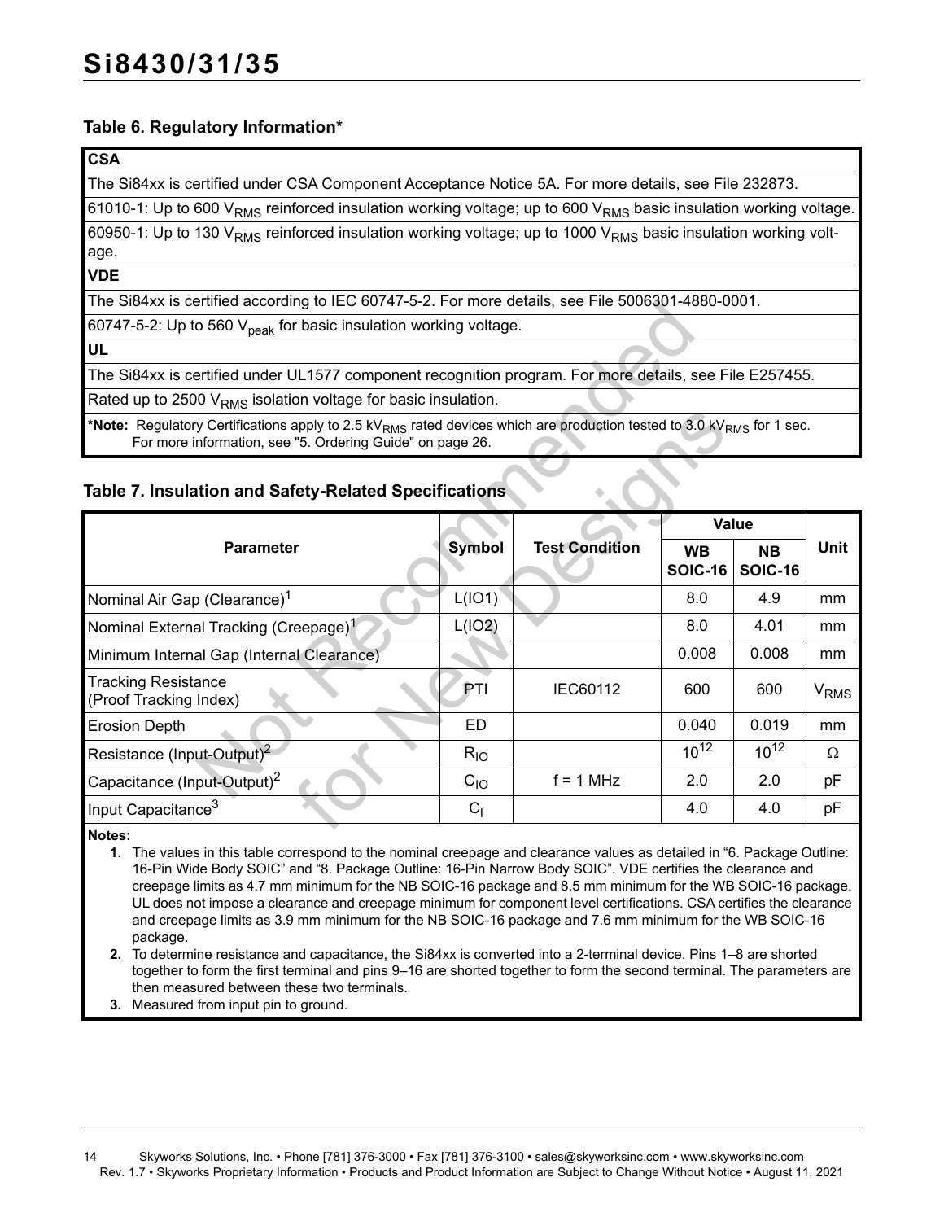### Table 6. Regulatory Information*

| CSA |
|---|
| The Si84xx is certified under CSA Component Acceptance Notice 5A. For more details, see File 232873. |
| 61010-1: Up to 600 $V_{RMS}$ reinforced insulation working voltage; up to 600 $V_{RMS}$ basic insulation working voltage. |
| 60950-1: Up to 130 $V_{RMS}$ reinforced insulation working voltage; up to 1000 $V_{RMS}$ basic insulation working voltage. |
| **VDE** |
| The Si84xx is certified according to IEC 60747-5-2. For more details, see File 5006301-4880-0001. |
| 60747-5-2: Up to 560 $V_{peak}$ for basic insulation working voltage. |
| **UL** |
| The Si84xx is certified under UL1577 component recognition program. For more details, see File E257455. |
| Rated up to 2500 $V_{RMS}$ isolation voltage for basic insulation. |
| ***Note:** Regulatory Certifications apply to 2.5 $kV_{RMS}$ rated devices which are production tested to 3.0 $kV_{RMS}$ for 1 sec. For more information, see "5. Ordering Guide" on page 26. |

### Table 7. Insulation and Safety-Related Specifications

| Parameter | Symbol | Test Condition | Value | | Unit |
|---|---|---|---|---|---|
| | | | WB SOIC-16 | NB SOIC-16 | |
| Nominal Air Gap (Clearance)[1] | L(IO1) | | 8.0 | 4.9 | mm |
| Nominal External Tracking (Creepage)[1] | L(IO2) | | 8.0 | 4.01 | mm |
| Minimum Internal Gap (Internal Clearance) | | | 0.008 | 0.008 | mm |
| Tracking Resistance (Proof Tracking Index) | PTI | IEC60112 | 600 | 600 | $V_{RMS}$ |
| Erosion Depth | ED | | 0.040 | 0.019 | mm |
| Resistance (Input-Output)[2] | $R_{IO}$ | | $10^{12}$ | $10^{12}$ | Ω |
| Capacitance (Input-Output)[2] | $C_{IO}$ | f = 1 MHz | 2.0 | 2.0 | pF |
| Input Capacitance[3] | $C_I$ | | 4.0 | 4.0 | pF |

**Notes:**

1. The values in this table correspond to the nominal creepage and clearance values as detailed in "6. Package Outline: 16-Pin Wide Body SOIC" and "8. Package Outline: 16-Pin Narrow Body SOIC". VDE certifies the clearance and creepage limits as 4.7 mm minimum for the NB SOIC-16 package and 8.5 mm minimum for the WB SOIC-16 package. UL does not impose a clearance and creepage minimum for component level certifications. CSA certifies the clearance and creepage limits as 3.9 mm minimum for the NB SOIC-16 package and 7.6 mm minimum for the WB SOIC-16 package.
2. To determine resistance and capacitance, the Si84xx is converted into a 2-terminal device. Pins 1–8 are shorted together to form the first terminal and pins 9–16 are shorted together to form the second terminal. The parameters are then measured between these two terminals.
3. Measured from input pin to ground.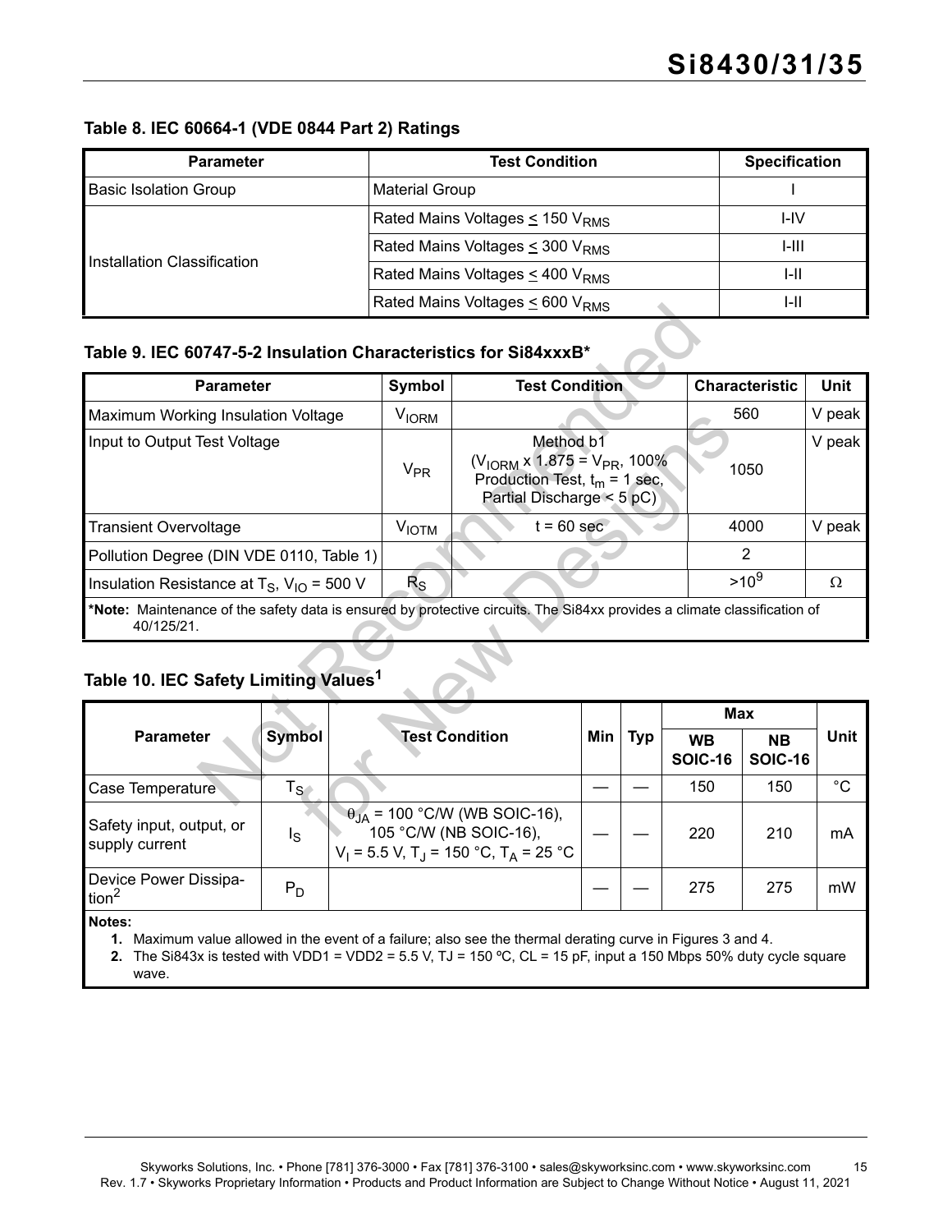### Table 8. IEC 60664-1 (VDE 0844 Part 2) Ratings

| Parameter | Test Condition | Specification |
|---|---|---|
| Basic Isolation Group | Material Group | I |
| Installation Classification | Rated Mains Voltages ≤ 150 $V_{RMS}$ | I-IV |
| | Rated Mains Voltages ≤ 300 $V_{RMS}$ | I-III |
| | Rated Mains Voltages ≤ 400 $V_{RMS}$ | I-II |
| | Rated Mains Voltages ≤ 600 $V_{RMS}$ | I-II |

### Table 9. IEC 60747-5-2 Insulation Characteristics for Si84xxxB*

| Parameter | Symbol | Test Condition | Characteristic | Unit |
|---|---|---|---|---|
| Maximum Working Insulation Voltage | $V_{IORM}$ | | 560 | V peak |
| Input to Output Test Voltage | $V_{PR}$ | Method b1 ($V_{IORM}$ x 1.875 = $V_{PR}$, 100% Production Test, $t_m$ = 1 sec, Partial Discharge < 5 pC) | 1050 | V peak |
| Transient Overvoltage | $V_{IOTM}$ | t = 60 sec | 4000 | V peak |
| Pollution Degree (DIN VDE 0110, Table 1) | | | 2 | |
| Insulation Resistance at $T_S$, $V_{IO}$ = 500 V | $R_S$ | | $>10^9$ | Ω |

*Note: Maintenance of the safety data is ensured by protective circuits. The Si84xx provides a climate classification of 40/125/21.

### Table 10. IEC Safety Limiting Values[1]

| Parameter | Symbol | Test Condition | Min | Typ | Max | | Unit |
|---|---|---|---|---|---|---|---|
| | | | | | WB SOIC-16 | NB SOIC-16 | |
| Case Temperature | $T_S$ | | — | — | 150 | 150 | °C |
| Safety input, output, or supply current | $I_S$ | $\theta_{JA}$ = 100 °C/W (WB SOIC-16), 105 °C/W (NB SOIC-16), $V_I$ = 5.5 V, $T_J$ = 150 °C, $T_A$ = 25 °C | — | — | 220 | 210 | mA |
| Device Power Dissipation[2] | $P_D$ | | — | — | 275 | 275 | mW |

**Notes:**

1. Maximum value allowed in the event of a failure; also see the thermal derating curve in Figures 3 and 4.
2. The Si843x is tested with VDD1 = VDD2 = 5.5 V, TJ = 150 ºC, CL = 15 pF, input a 150 Mbps 50% duty cycle square wave.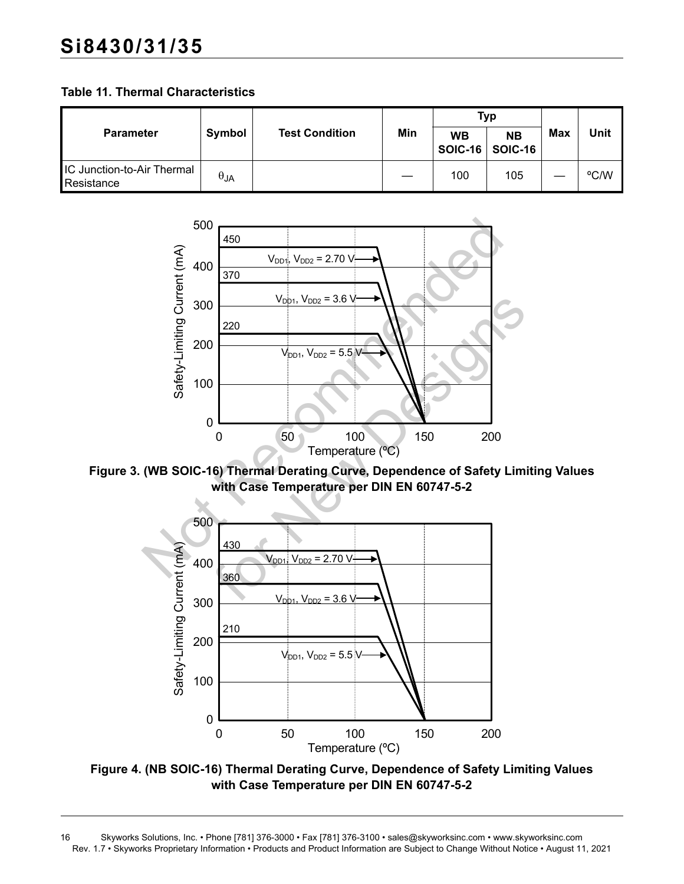**Table 11. Thermal Characteristics**

| Parameter | Symbol | Test Condition | Min | Typ | | Max | Unit |
|---|---|---|---|---|---|---|---|
| | | | | WB SOIC-16 | NB SOIC-16 | | |
| IC Junction-to-Air Thermal Resistance | $\theta_{JA}$ | | — | 100 | 105 | — | ºC/W |

**Figure 3. (WB SOIC-16) Thermal Derating Curve, Dependence of Safety Limiting Values with Case Temperature per DIN EN 60747-5-2**

**Figure 4. (NB SOIC-16) Thermal Derating Curve, Dependence of Safety Limiting Values with Case Temperature per DIN EN 60747-5-2**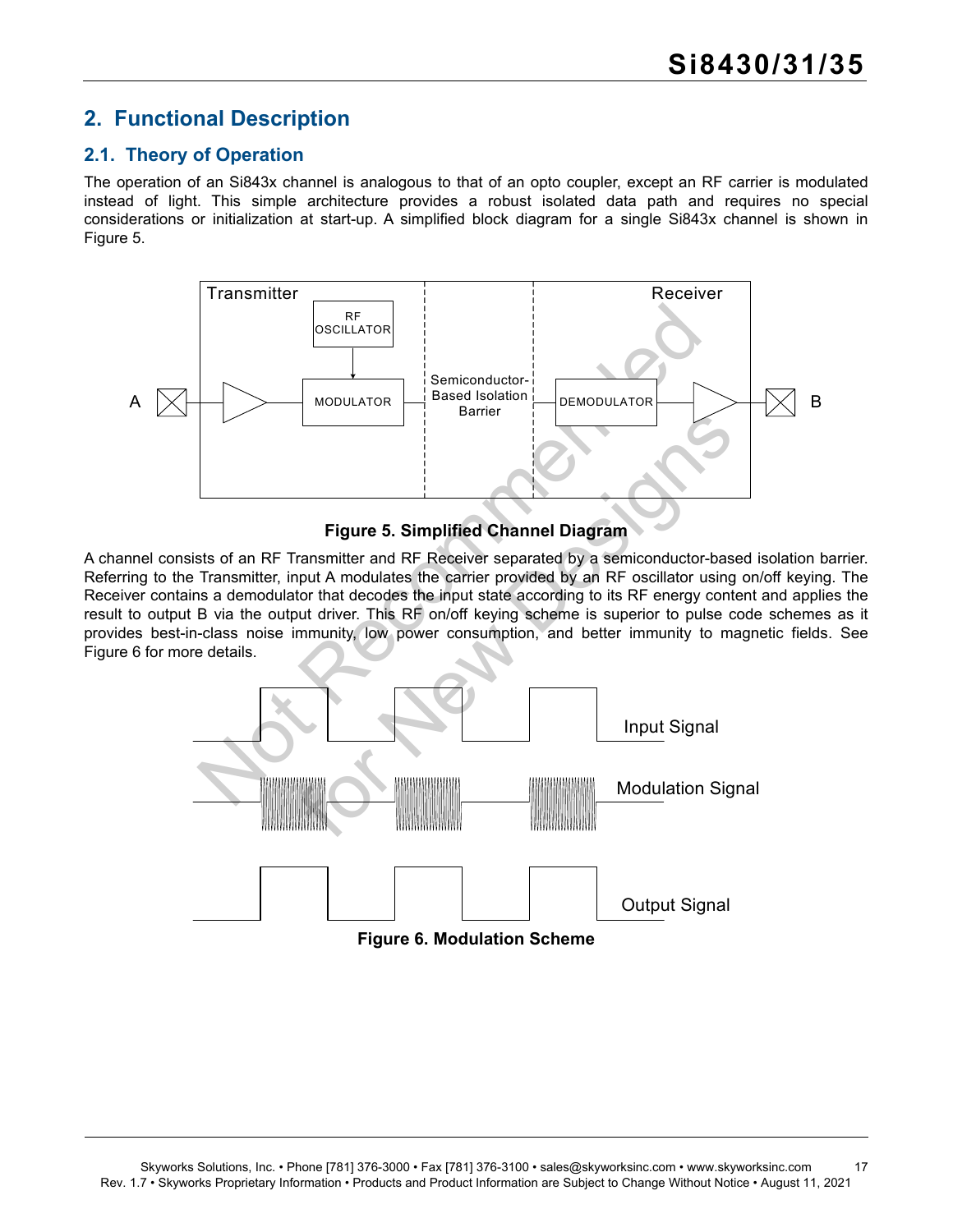# 2. Functional Description

## 2.1. Theory of Operation

The operation of an Si843x channel is analogous to that of an opto coupler, except an RF carrier is modulated instead of light. This simple architecture provides a robust isolated data path and requires no special considerations or initialization at start-up. A simplified block diagram for a single Si843x channel is shown in Figure 5.

**Figure 5. Simplified Channel Diagram**

A channel consists of an RF Transmitter and RF Receiver separated by a semiconductor-based isolation barrier. Referring to the Transmitter, input A modulates the carrier provided by an RF oscillator using on/off keying. The Receiver contains a demodulator that decodes the input state according to its RF energy content and applies the result to output B via the output driver. This RF on/off keying scheme is superior to pulse code schemes as it provides best-in-class noise immunity, low power consumption, and better immunity to magnetic fields. See Figure 6 for more details.

**Figure 6. Modulation Scheme**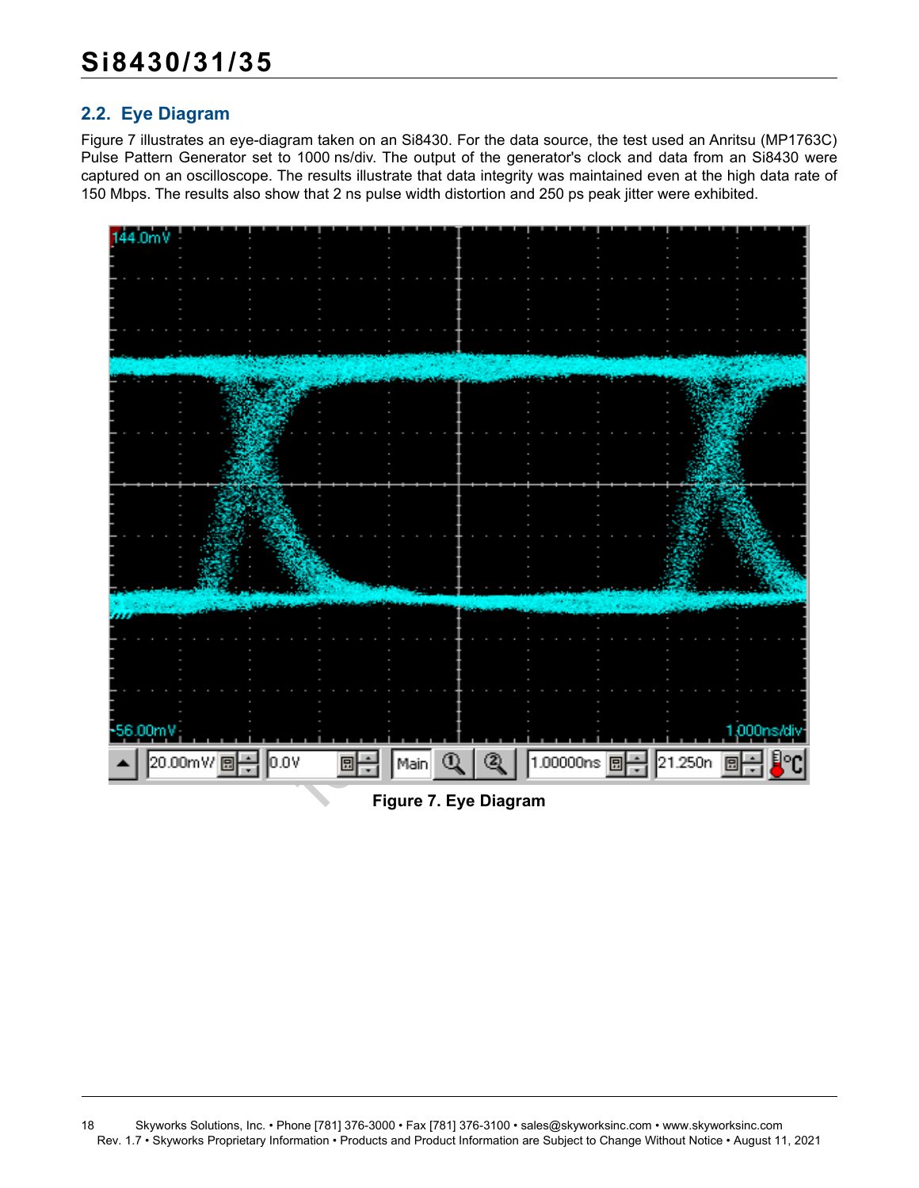## 2.2. Eye Diagram

Figure 7 illustrates an eye-diagram taken on an Si8430. For the data source, the test used an Anritsu (MP1763C) Pulse Pattern Generator set to 1000 ns/div. The output of the generator's clock and data from an Si8430 were captured on an oscilloscope. The results illustrate that data integrity was maintained even at the high data rate of 150 Mbps. The results also show that 2 ns pulse width distortion and 250 ps peak jitter were exhibited.

**Figure 7. Eye Diagram**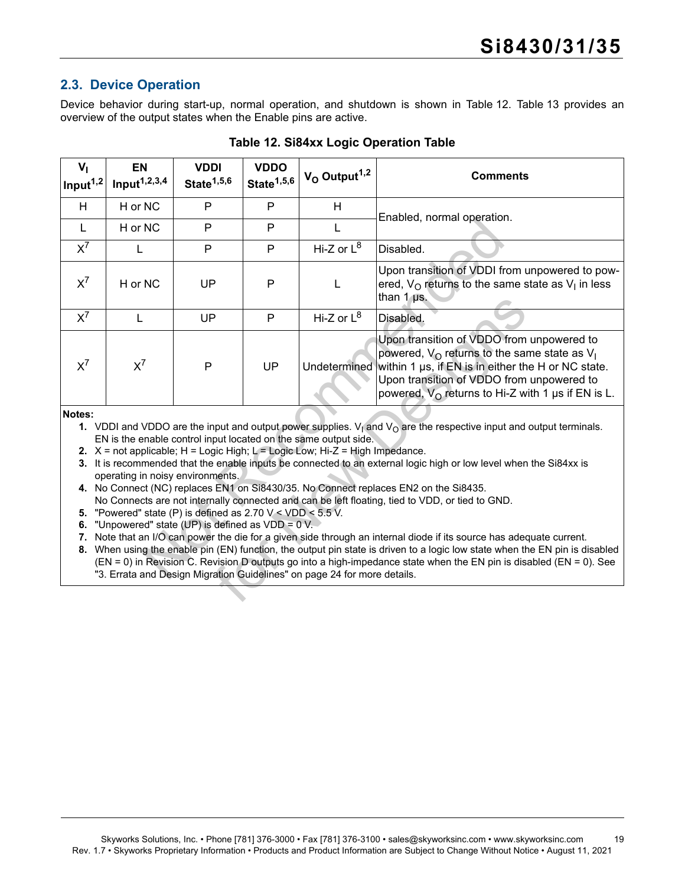## 2.3. Device Operation

Device behavior during start-up, normal operation, and shutdown is shown in Table 12. Table 13 provides an overview of the output states when the Enable pins are active.

**Table 12. Si84xx Logic Operation Table**

| $V_I$ Input[1,2] | EN Input[1,2,3,4] | VDDI State[1,5,6] | VDDO State[1,5,6] | $V_O$ Output[1,2] | Comments |
|---|---|---|---|---|---|
| H | H or NC | P | P | H | Enabled, normal operation. |
| L | H or NC | P | P | L | Enabled, normal operation. |
| X[7] | L | P | P | Hi-Z or L[8] | Disabled. |
| X[7] | H or NC | UP | P | L | Upon transition of VDDI from unpowered to powered, $V_O$ returns to the same state as $V_I$ in less than 1 µs. |
| X[7] | L | UP | P | Hi-Z or L[8] | Disabled. |
| X[7] | X[7] | P | UP | Undetermined | Upon transition of VDDO from unpowered to powered, $V_O$ returns to the same state as $V_I$ within 1 µs, if EN is in either the H or NC state. Upon transition of VDDO from unpowered to powered, $V_O$ returns to Hi-Z with 1 µs if EN is L. |

**Notes:**

1. VDDI and VDDO are the input and output power supplies. $V_I$ and $V_O$ are the respective input and output terminals. EN is the enable control input located on the same output side.
2. X = not applicable; H = Logic High; L = Logic Low; Hi-Z = High Impedance.
3. It is recommended that the enable inputs be connected to an external logic high or low level when the Si84xx is operating in noisy environments.
4. No Connect (NC) replaces EN1 on Si8430/35. No Connect replaces EN2 on the Si8435. No Connects are not internally connected and can be left floating, tied to VDD, or tied to GND.
5. "Powered" state (P) is defined as 2.70 V < VDD < 5.5 V.
6. "Unpowered" state (UP) is defined as VDD = 0 V.
7. Note that an I/O can power the die for a given side through an internal diode if its source has adequate current.
8. When using the enable pin (EN) function, the output pin state is driven to a logic low state when the EN pin is disabled (EN = 0) in Revision C. Revision D outputs go into a high-impedance state when the EN pin is disabled (EN = 0). See "3. Errata and Design Migration Guidelines" on page 24 for more details.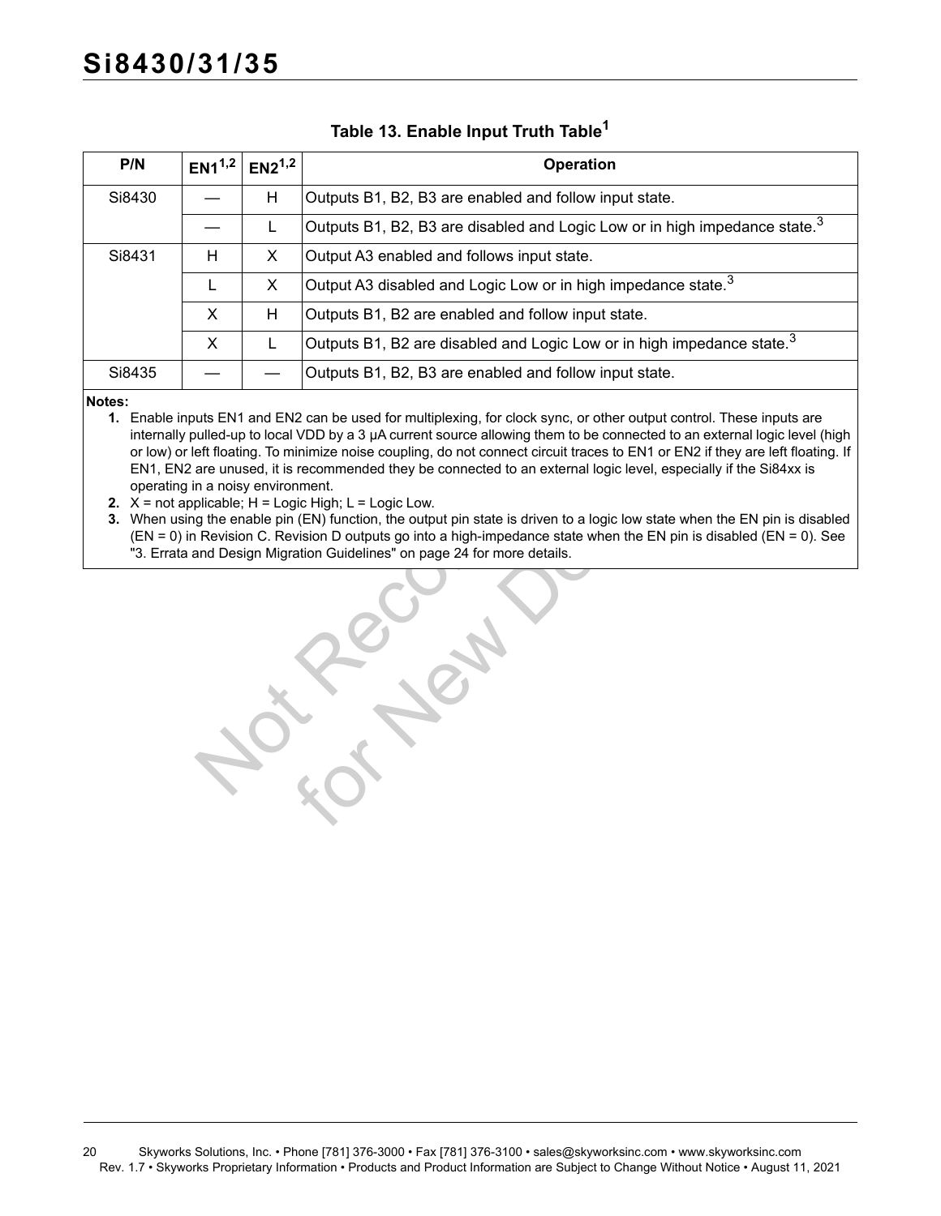**Table 13. Enable Input Truth Table[1]**

| P/N | EN1[1,2] | EN2[1,2] | Operation |
|---|---|---|---|
| Si8430 | — | H | Outputs B1, B2, B3 are enabled and follow input state. |
| | — | L | Outputs B1, B2, B3 are disabled and Logic Low or in high impedance state.[3] |
| Si8431 | H | X | Output A3 enabled and follows input state. |
| | L | X | Output A3 disabled and Logic Low or in high impedance state.[3] |
| | X | H | Outputs B1, B2 are enabled and follow input state. |
| | X | L | Outputs B1, B2 are disabled and Logic Low or in high impedance state.[3] |
| Si8435 | — | — | Outputs B1, B2, B3 are enabled and follow input state. |

**Notes:**

1. Enable inputs EN1 and EN2 can be used for multiplexing, for clock sync, or other output control. These inputs are internally pulled-up to local VDD by a 3 µA current source allowing them to be connected to an external logic level (high or low) or left floating. To minimize noise coupling, do not connect circuit traces to EN1 or EN2 if they are left floating. If EN1, EN2 are unused, it is recommended they be connected to an external logic level, especially if the Si84xx is operating in a noisy environment.
2. X = not applicable; H = Logic High; L = Logic Low.
3. When using the enable pin (EN) function, the output pin state is driven to a logic low state when the EN pin is disabled (EN = 0) in Revision C. Revision D outputs go into a high-impedance state when the EN pin is disabled (EN = 0). See "3. Errata and Design Migration Guidelines" on page 24 for more details.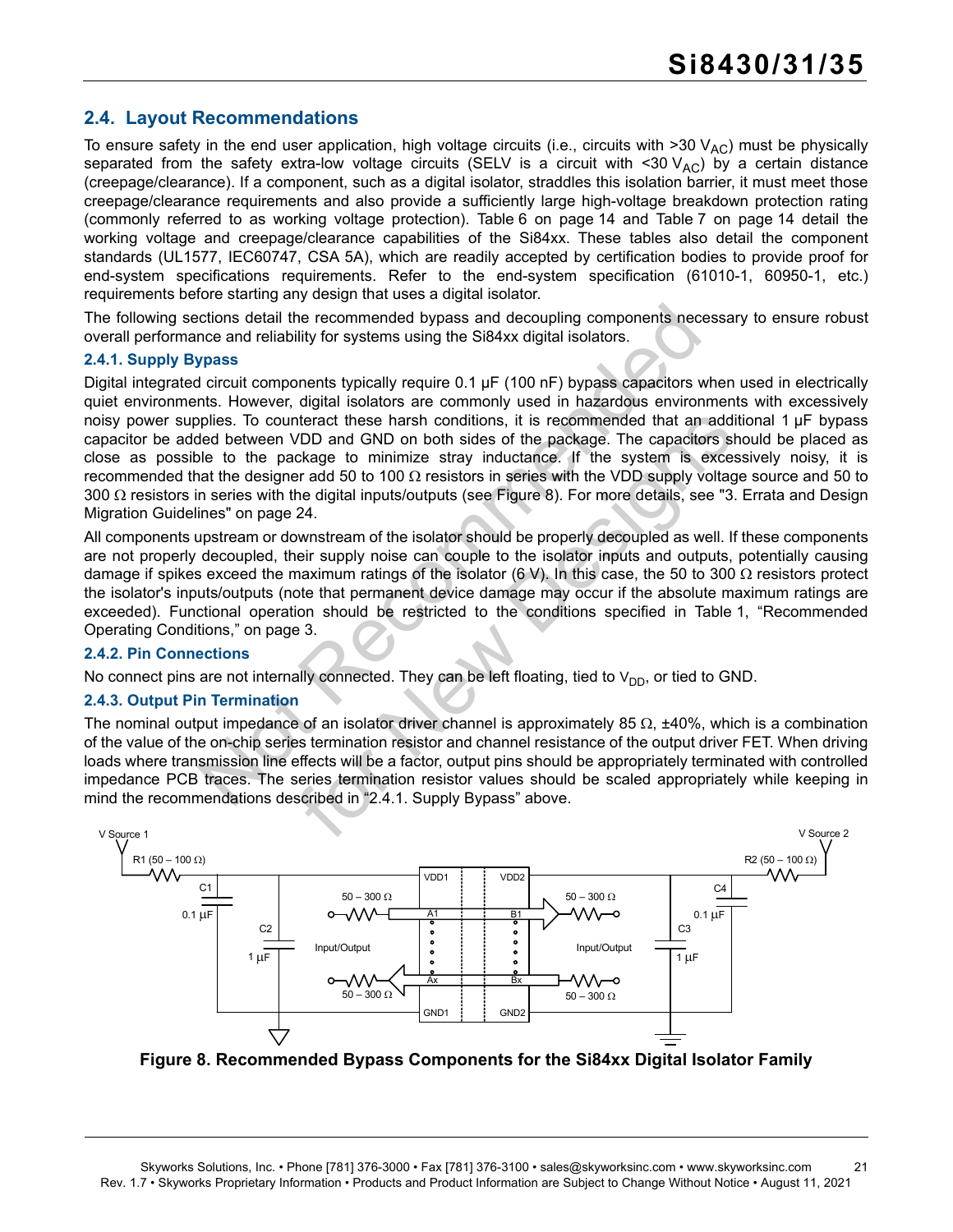## 2.4. Layout Recommendations

To ensure safety in the end user application, high voltage circuits (i.e., circuits with >30 $V_{AC}$) must be physically separated from the safety extra-low voltage circuits (SELV is a circuit with <30 $V_{AC}$) by a certain distance (creepage/clearance). If a component, such as a digital isolator, straddles this isolation barrier, it must meet those creepage/clearance requirements and also provide a sufficiently large high-voltage breakdown protection rating (commonly referred to as working voltage protection). Table 6 on page 14 and Table 7 on page 14 detail the working voltage and creepage/clearance capabilities of the Si84xx. These tables also detail the component standards (UL1577, IEC60747, CSA 5A), which are readily accepted by certification bodies to provide proof for end-system specifications requirements. Refer to the end-system specification (61010-1, 60950-1, etc.) requirements before starting any design that uses a digital isolator.

The following sections detail the recommended bypass and decoupling components necessary to ensure robust overall performance and reliability for systems using the Si84xx digital isolators.

### 2.4.1. Supply Bypass

Digital integrated circuit components typically require 0.1 µF (100 nF) bypass capacitors when used in electrically quiet environments. However, digital isolators are commonly used in hazardous environments with excessively noisy power supplies. To counteract these harsh conditions, it is recommended that an additional 1 µF bypass capacitor be added between VDD and GND on both sides of the package. The capacitors should be placed as close as possible to the package to minimize stray inductance. If the system is excessively noisy, it is recommended that the designer add 50 to 100 Ω resistors in series with the VDD supply voltage source and 50 to 300 Ω resistors in series with the digital inputs/outputs (see Figure 8). For more details, see "3. Errata and Design Migration Guidelines" on page 24.

All components upstream or downstream of the isolator should be properly decoupled as well. If these components are not properly decoupled, their supply noise can couple to the isolator inputs and outputs, potentially causing damage if spikes exceed the maximum ratings of the isolator (6 V). In this case, the 50 to 300 Ω resistors protect the isolator's inputs/outputs (note that permanent device damage may occur if the absolute maximum ratings are exceeded). Functional operation should be restricted to the conditions specified in Table 1, “Recommended Operating Conditions,” on page 3.

### 2.4.2. Pin Connections

No connect pins are not internally connected. They can be left floating, tied to $V_{DD}$, or tied to GND.

### 2.4.3. Output Pin Termination

The nominal output impedance of an isolator driver channel is approximately 85 Ω, ±40%, which is a combination of the value of the on-chip series termination resistor and channel resistance of the output driver FET. When driving loads where transmission line effects will be a factor, output pins should be appropriately terminated with controlled impedance PCB traces. The series termination resistor values should be scaled appropriately while keeping in mind the recommendations described in “2.4.1. Supply Bypass” above.

**Figure 8. Recommended Bypass Components for the Si84xx Digital Isolator Family**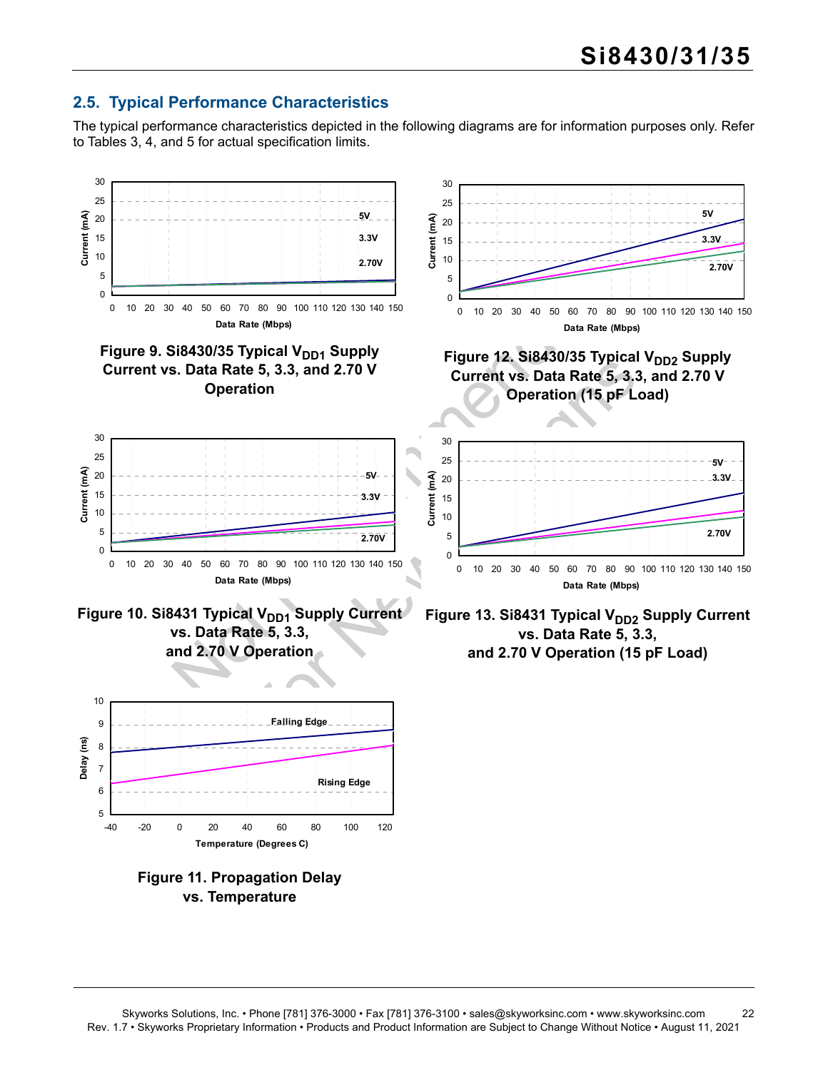## 2.5. Typical Performance Characteristics

The typical performance characteristics depicted in the following diagrams are for information purposes only. Refer to Tables 3, 4, and 5 for actual specification limits.

Figure 9. Si8430/35 Typical $V_{DD1}$ Supply Current vs. Data Rate 5, 3.3, and 2.70 V Operation

Figure 12. Si8430/35 Typical $V_{DD2}$ Supply Current vs. Data Rate 5, 3.3, and 2.70 V Operation (15 pF Load)

Figure 10. Si8431 Typical $V_{DD1}$ Supply Current vs. Data Rate 5, 3.3, and 2.70 V Operation

Figure 13. Si8431 Typical $V_{DD2}$ Supply Current vs. Data Rate 5, 3.3, and 2.70 V Operation (15 pF Load)

Figure 11. Propagation Delay vs. Temperature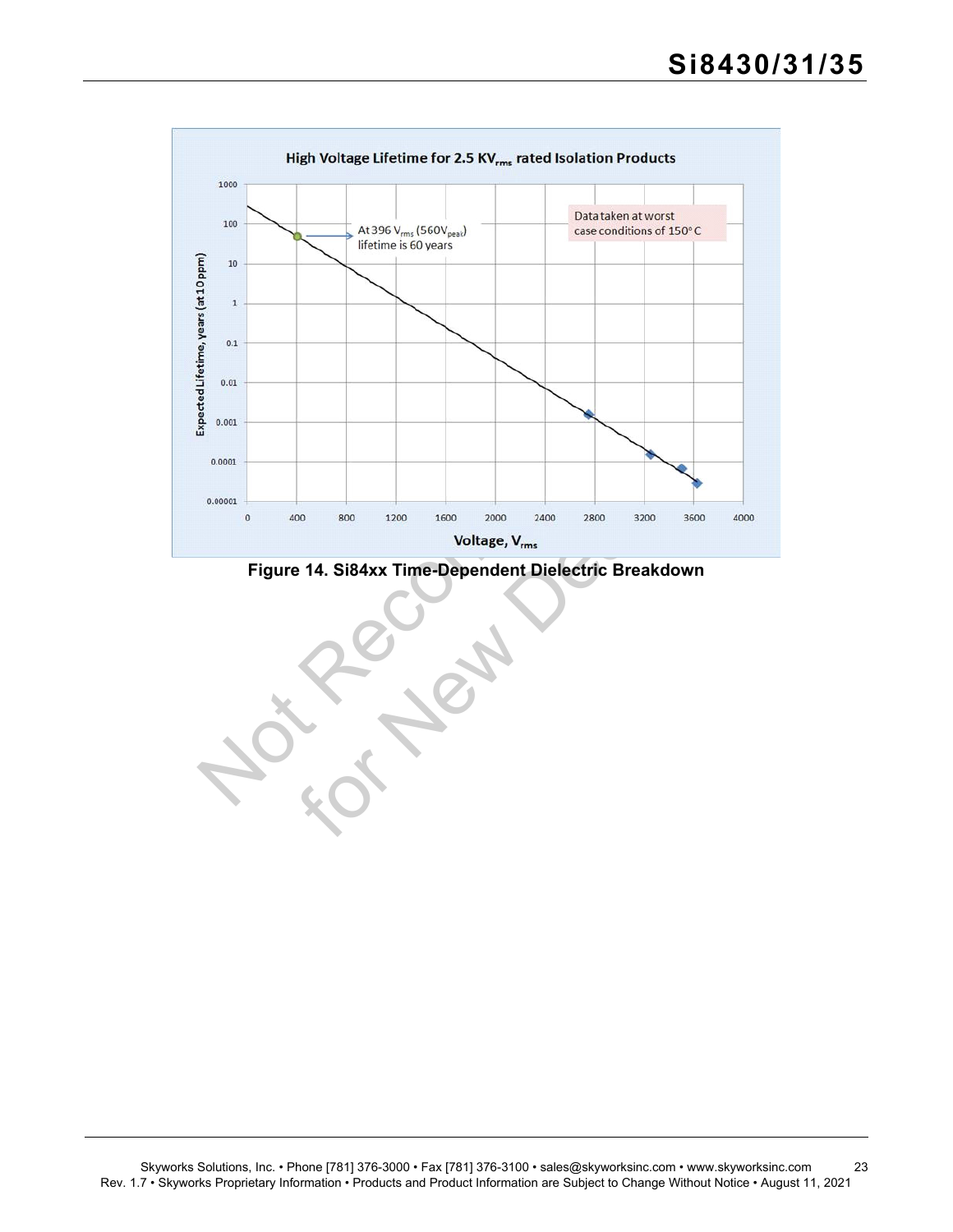Figure 14. Si84xx Time-Dependent Dielectric Breakdown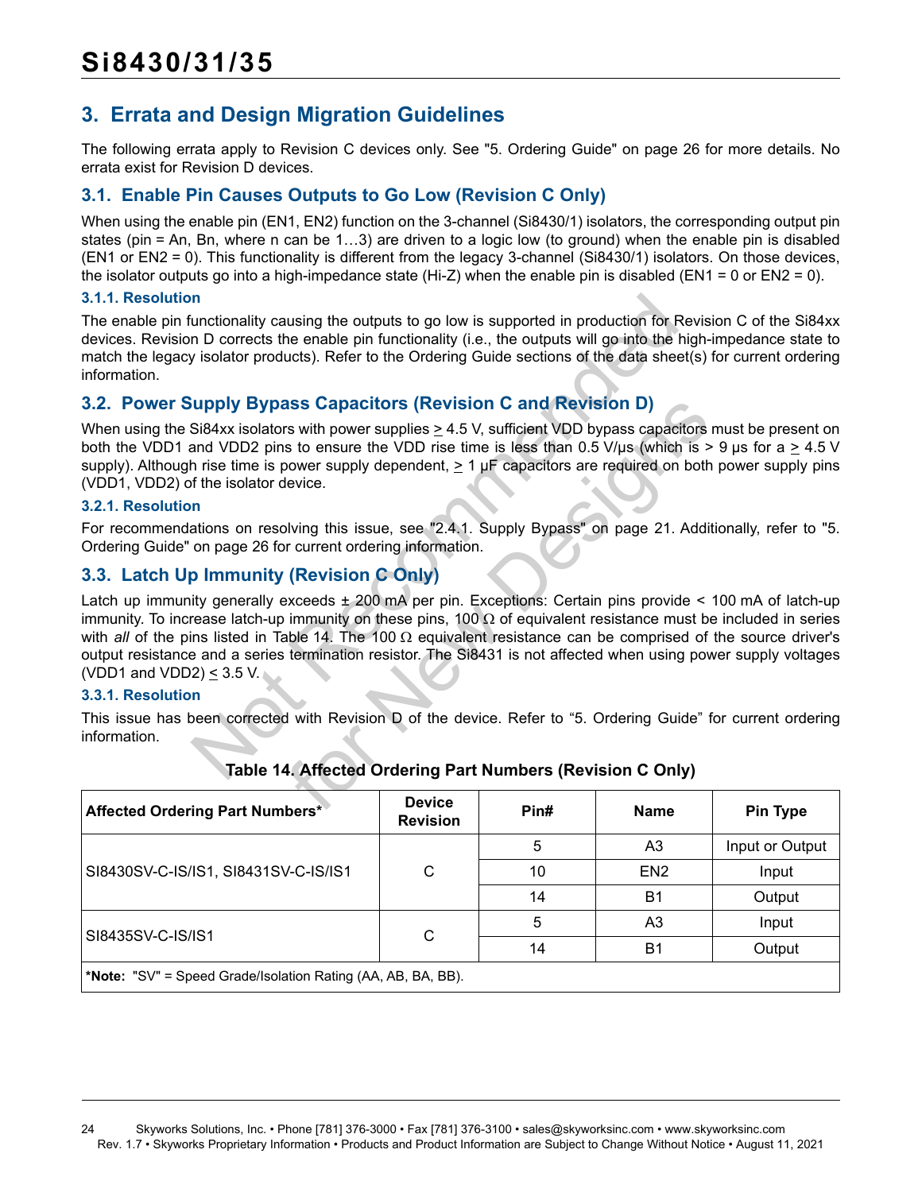## 3. Errata and Design Migration Guidelines

The following errata apply to Revision C devices only. See "5. Ordering Guide" on page 26 for more details. No errata exist for Revision D devices.

### 3.1. Enable Pin Causes Outputs to Go Low (Revision C Only)

When using the enable pin (EN1, EN2) function on the 3-channel (Si8430/1) isolators, the corresponding output pin states (pin = An, Bn, where n can be 1…3) are driven to a logic low (to ground) when the enable pin is disabled (EN1 or EN2 = 0). This functionality is different from the legacy 3-channel (Si8430/1) isolators. On those devices, the isolator outputs go into a high-impedance state (Hi-Z) when the enable pin is disabled (EN1 = 0 or EN2 = 0).

#### 3.1.1. Resolution

The enable pin functionality causing the outputs to go low is supported in production for Revision C of the Si84xx devices. Revision D corrects the enable pin functionality (i.e., the outputs will go into the high-impedance state to match the legacy isolator products). Refer to the Ordering Guide sections of the data sheet(s) for current ordering information.

### 3.2. Power Supply Bypass Capacitors (Revision C and Revision D)

When using the Si84xx isolators with power supplies ≥ 4.5 V, sufficient VDD bypass capacitors must be present on both the VDD1 and VDD2 pins to ensure the VDD rise time is less than 0.5 V/µs (which is > 9 µs for a ≥ 4.5 V supply). Although rise time is power supply dependent, ≥ 1 µF capacitors are required on both power supply pins (VDD1, VDD2) of the isolator device.

#### 3.2.1. Resolution

For recommendations on resolving this issue, see "2.4.1. Supply Bypass" on page 21. Additionally, refer to "5. Ordering Guide" on page 26 for current ordering information.

### 3.3. Latch Up Immunity (Revision C Only)

Latch up immunity generally exceeds ± 200 mA per pin. Exceptions: Certain pins provide < 100 mA of latch-up immunity. To increase latch-up immunity on these pins, 100 Ω of equivalent resistance must be included in series with *all* of the pins listed in Table 14. The 100 Ω equivalent resistance can be comprised of the source driver's output resistance and a series termination resistor. The Si8431 is not affected when using power supply voltages (VDD1 and VDD2) ≤ 3.5 V.

#### 3.3.1. Resolution

This issue has been corrected with Revision D of the device. Refer to "5. Ordering Guide" for current ordering information.

**Table 14. Affected Ordering Part Numbers (Revision C Only)**

| Affected Ordering Part Numbers* | Device Revision | Pin# | Name | Pin Type |
|---|---|---|---|---|
| SI8430SV-C-IS/IS1, SI8431SV-C-IS/IS1 | C | 5 | A3 | Input or Output |
| | | 10 | EN2 | Input |
| | | 14 | B1 | Output |
| SI8435SV-C-IS/IS1 | C | 5 | A3 | Input |
| | | 14 | B1 | Output |

***Note:** "SV" = Speed Grade/Isolation Rating (AA, AB, BA, BB).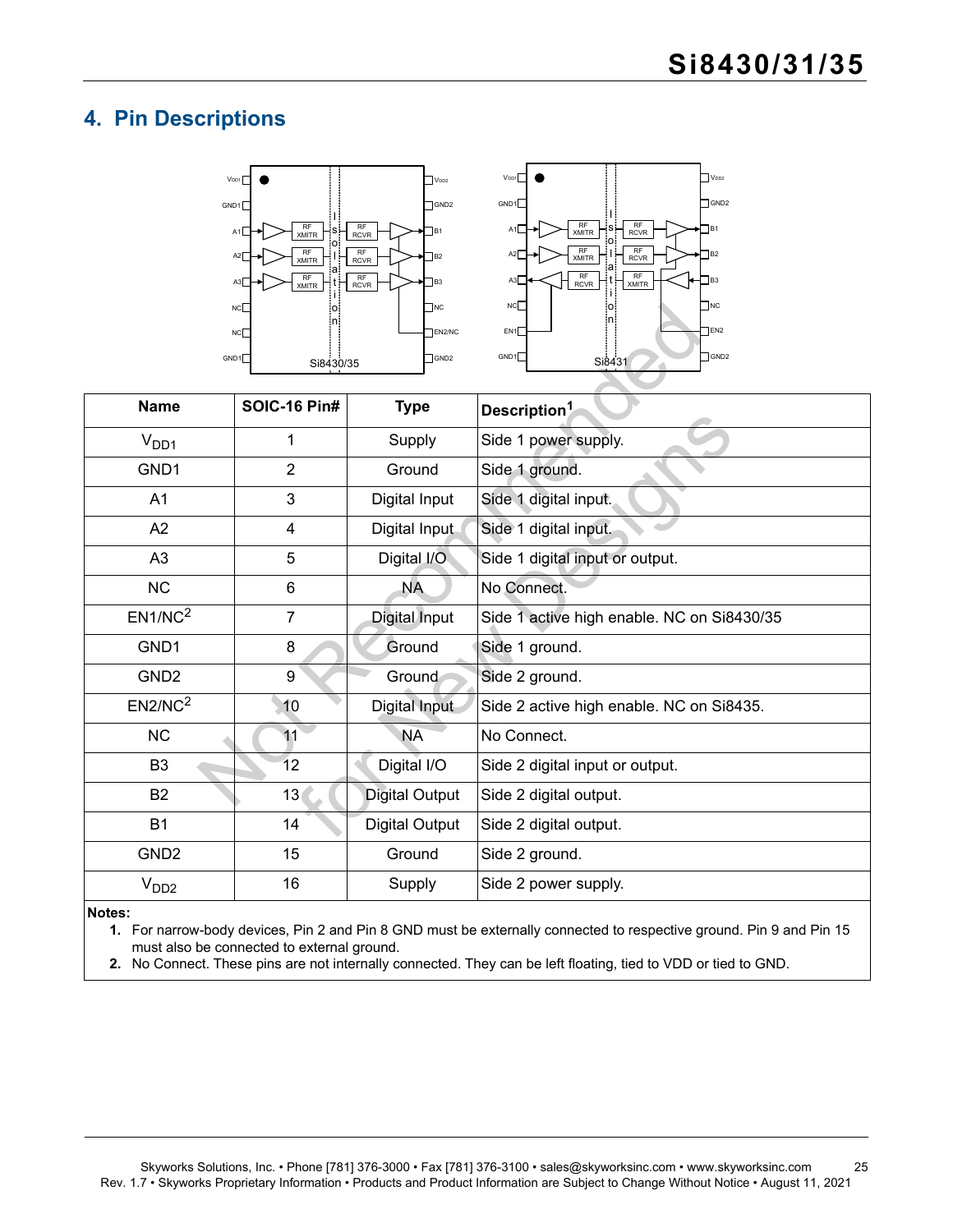## 4. Pin Descriptions

| Name | SOIC-16 Pin# | Type | Description[1] |
|---|---|---|---|
| $V_{DD1}$ | 1 | Supply | Side 1 power supply. |
| GND1 | 2 | Ground | Side 1 ground. |
| A1 | 3 | Digital Input | Side 1 digital input. |
| A2 | 4 | Digital Input | Side 1 digital input. |
| A3 | 5 | Digital I/O | Side 1 digital input or output. |
| NC | 6 | NA | No Connect. |
| EN1/NC[2] | 7 | Digital Input | Side 1 active high enable. NC on Si8430/35 |
| GND1 | 8 | Ground | Side 1 ground. |
| GND2 | 9 | Ground | Side 2 ground. |
| EN2/NC[2] | 10 | Digital Input | Side 2 active high enable. NC on Si8435. |
| NC | 11 | NA | No Connect. |
| B3 | 12 | Digital I/O | Side 2 digital input or output. |
| B2 | 13 | Digital Output | Side 2 digital output. |
| B1 | 14 | Digital Output | Side 2 digital output. |
| GND2 | 15 | Ground | Side 2 ground. |
| $V_{DD2}$ | 16 | Supply | Side 2 power supply. |

**Notes:**

1. For narrow-body devices, Pin 2 and Pin 8 GND must be externally connected to respective ground. Pin 9 and Pin 15 must also be connected to external ground.
2. No Connect. These pins are not internally connected. They can be left floating, tied to VDD or tied to GND.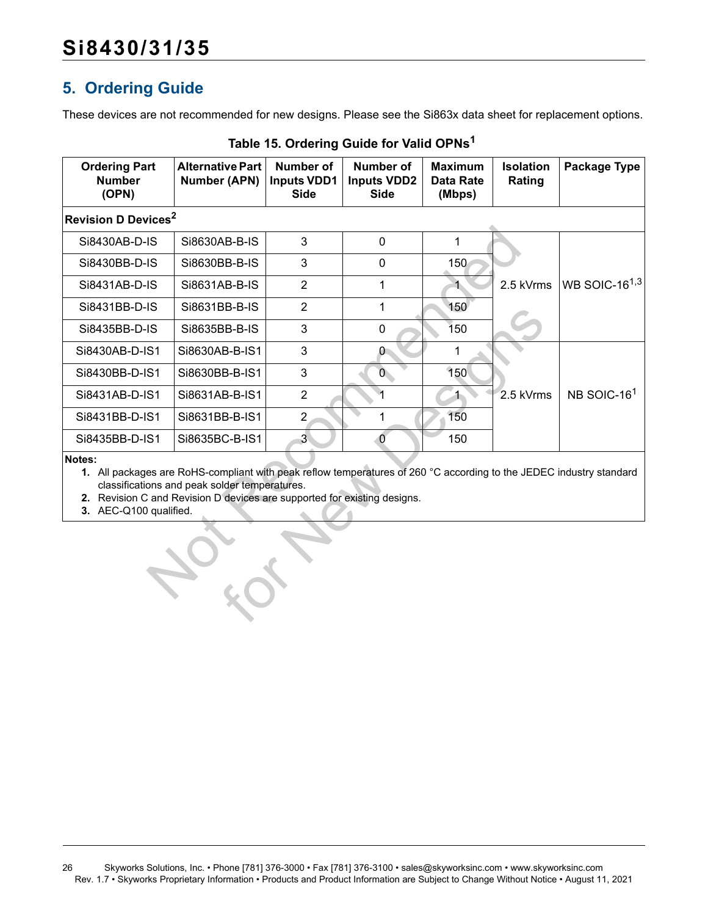## 5. Ordering Guide

These devices are not recommended for new designs. Please see the Si863x data sheet for replacement options.

**Table 15. Ordering Guide for Valid OPNs[1]**

| Ordering Part Number (OPN) | Alternative Part Number (APN) | Number of Inputs VDD1 Side | Number of Inputs VDD2 Side | Maximum Data Rate (Mbps) | Isolation Rating | Package Type |
|---|---|---|---|---|---|---|
| **Revision D Devices[2]** | | | | | | |
| Si8430AB-D-IS | Si8630AB-B-IS | 3 | 0 | 1 | 2.5 kVrms | WB SOIC-16[1,3] |
| Si8430BB-D-IS | Si8630BB-B-IS | 3 | 0 | 150 | 2.5 kVrms | WB SOIC-16[1,3] |
| Si8431AB-D-IS | Si8631AB-B-IS | 2 | 1 | 1 | 2.5 kVrms | WB SOIC-16[1,3] |
| Si8431BB-D-IS | Si8631BB-B-IS | 2 | 1 | 150 | 2.5 kVrms | WB SOIC-16[1,3] |
| Si8435BB-D-IS | Si8635BB-B-IS | 3 | 0 | 150 | 2.5 kVrms | WB SOIC-16[1,3] |
| Si8430AB-D-IS1 | Si8630AB-B-IS1 | 3 | 0 | 1 | 2.5 kVrms | NB SOIC-16[1] |
| Si8430BB-D-IS1 | Si8630BB-B-IS1 | 3 | 0 | 150 | 2.5 kVrms | NB SOIC-16[1] |
| Si8431AB-D-IS1 | Si8631AB-B-IS1 | 2 | 1 | 1 | 2.5 kVrms | NB SOIC-16[1] |
| Si8431BB-D-IS1 | Si8631BB-B-IS1 | 2 | 1 | 150 | 2.5 kVrms | NB SOIC-16[1] |
| Si8435BB-D-IS1 | Si8635BC-B-IS1 | 3 | 0 | 150 | 2.5 kVrms | NB SOIC-16[1] |

**Notes:**

1. All packages are RoHS-compliant with peak reflow temperatures of 260 °C according to the JEDEC industry standard classifications and peak solder temperatures.
2. Revision C and Revision D devices are supported for existing designs.
3. AEC-Q100 qualified.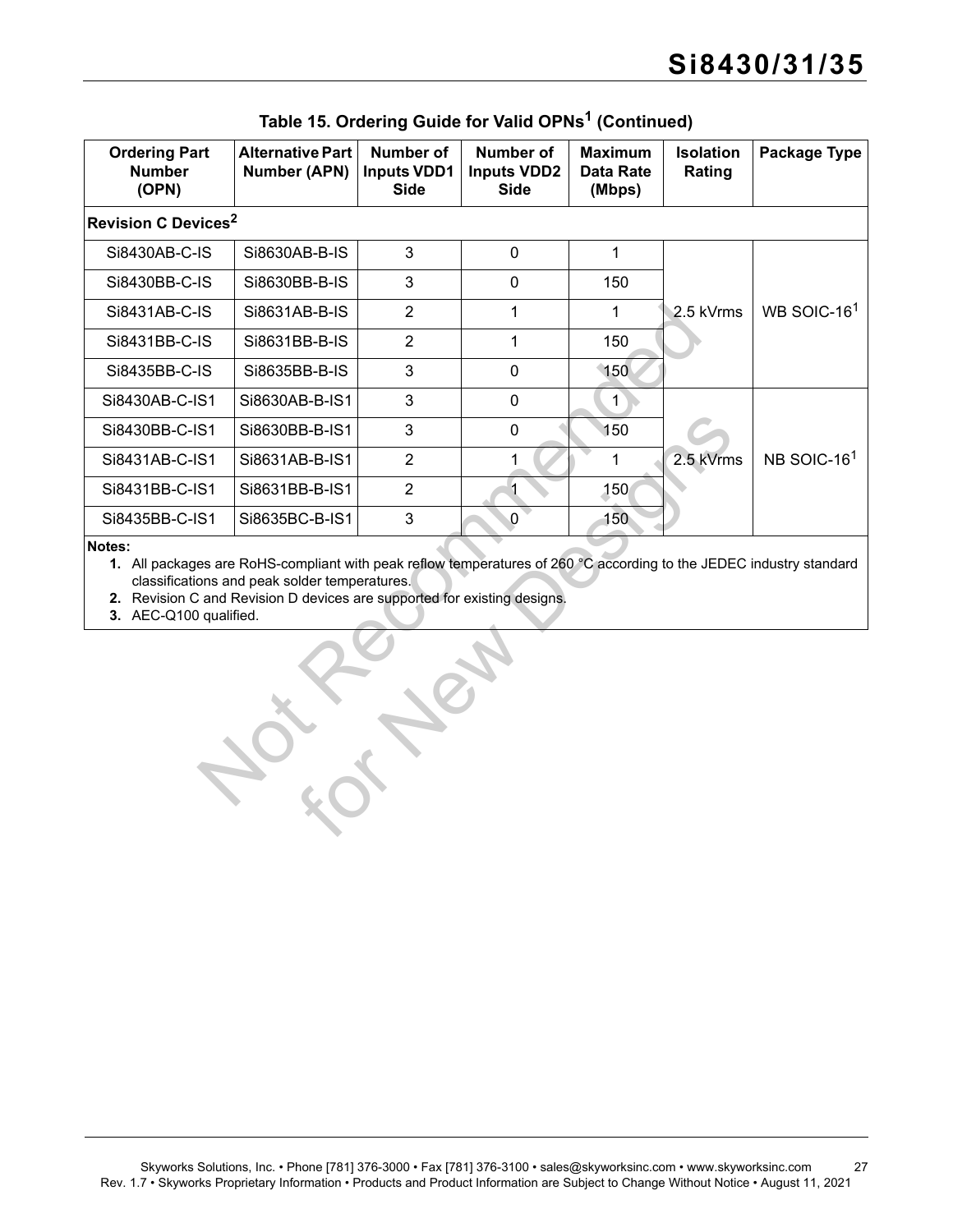## Table 15. Ordering Guide for Valid OPNs[1] (Continued)

| Ordering Part Number (OPN) | Alternative Part Number (APN) | Number of Inputs VDD1 Side | Number of Inputs VDD2 Side | Maximum Data Rate (Mbps) | Isolation Rating | Package Type |
|---|---|---|---|---|---|---|
| **Revision C Devices[2]** | | | | | | |
| Si8430AB-C-IS | Si8630AB-B-IS | 3 | 0 | 1 | 2.5 kVrms | WB SOIC-16[1] |
| Si8430BB-C-IS | Si8630BB-B-IS | 3 | 0 | 150 | | |
| Si8431AB-C-IS | Si8631AB-B-IS | 2 | 1 | 1 | | |
| Si8431BB-C-IS | Si8631BB-B-IS | 2 | 1 | 150 | | |
| Si8435BB-C-IS | Si8635BB-B-IS | 3 | 0 | 150 | | |
| Si8430AB-C-IS1 | Si8630AB-B-IS1 | 3 | 0 | 1 | 2.5 kVrms | NB SOIC-16[1] |
| Si8430BB-C-IS1 | Si8630BB-B-IS1 | 3 | 0 | 150 | | |
| Si8431AB-C-IS1 | Si8631AB-B-IS1 | 2 | 1 | 1 | | |
| Si8431BB-C-IS1 | Si8631BB-B-IS1 | 2 | 1 | 150 | | |
| Si8435BB-C-IS1 | Si8635BC-B-IS1 | 3 | 0 | 150 | | |

**Notes:**

1. All packages are RoHS-compliant with peak reflow temperatures of 260 °C according to the JEDEC industry standard classifications and peak solder temperatures.
2. Revision C and Revision D devices are supported for existing designs.
3. AEC-Q100 qualified.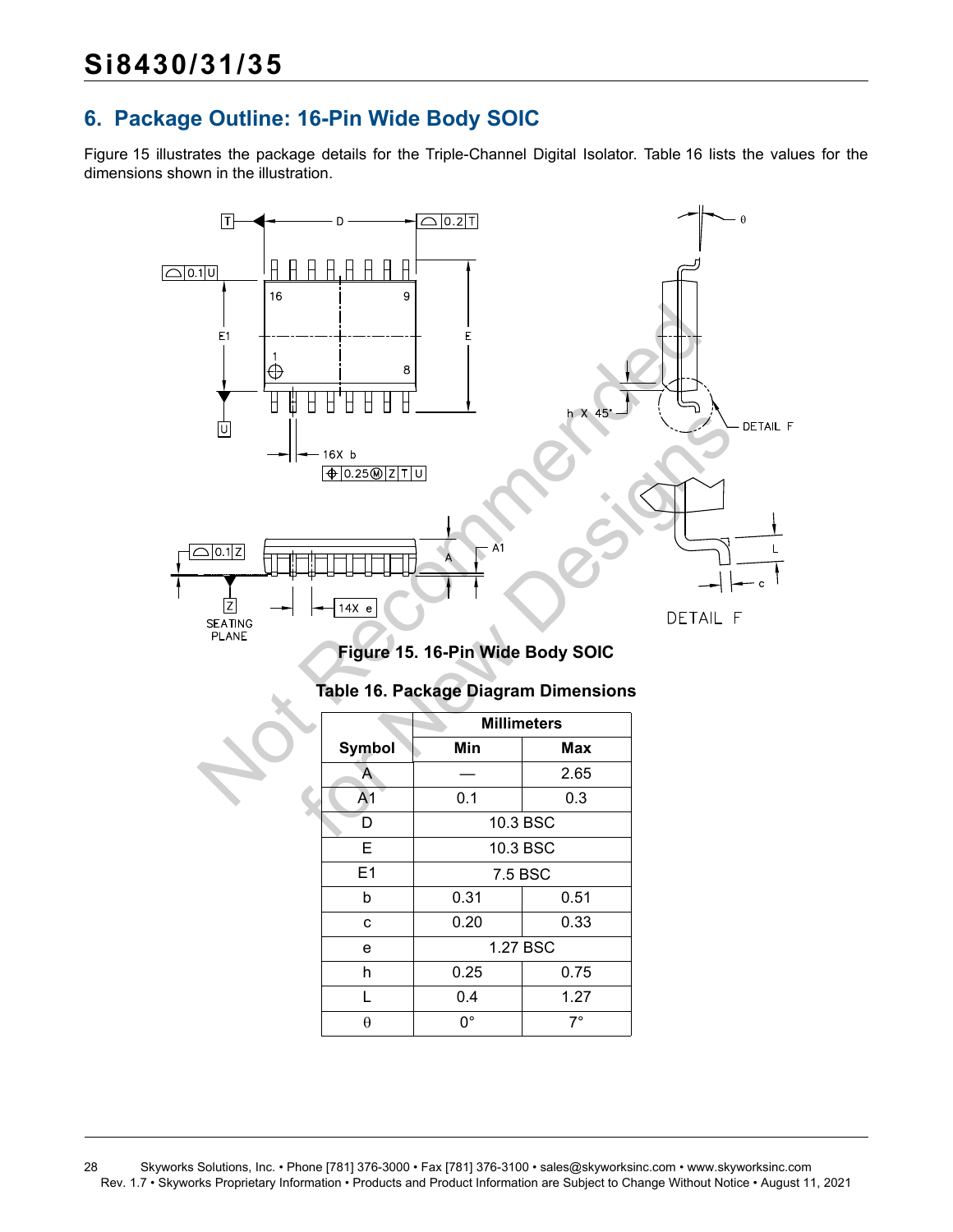## 6. Package Outline: 16-Pin Wide Body SOIC

Figure 15 illustrates the package details for the Triple-Channel Digital Isolator. Table 16 lists the values for the dimensions shown in the illustration.

**Figure 15. 16-Pin Wide Body SOIC**

**Table 16. Package Diagram Dimensions**

| Symbol | Millimeters | |
|---|---|---|
| | Min | Max |
| A | — | 2.65 |
| A1 | 0.1 | 0.3 |
| D | 10.3 BSC | |
| E | 10.3 BSC | |
| E1 | 7.5 BSC | |
| b | 0.31 | 0.51 |
| c | 0.20 | 0.33 |
| e | 1.27 BSC | |
| h | 0.25 | 0.75 |
| L | 0.4 | 1.27 |
| θ | 0° | 7° |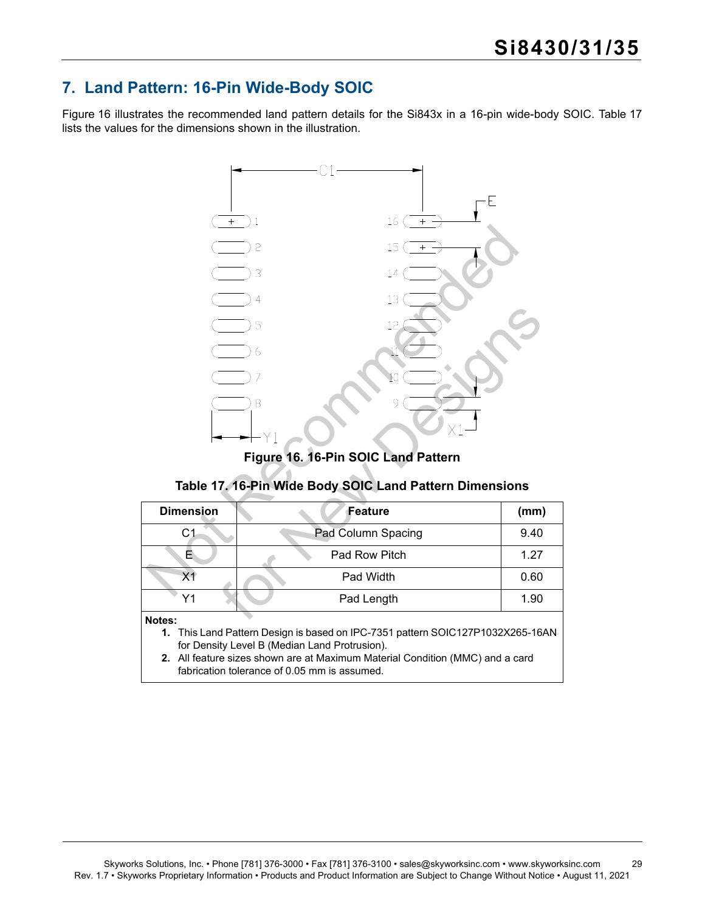## 7. Land Pattern: 16-Pin Wide-Body SOIC

Figure 16 illustrates the recommended land pattern details for the Si843x in a 16-pin wide-body SOIC. Table 17 lists the values for the dimensions shown in the illustration.

**Figure 16. 16-Pin SOIC Land Pattern**

**Table 17. 16-Pin Wide Body SOIC Land Pattern Dimensions**

| Dimension | Feature | (mm) |
|---|---|---|
| C1 | Pad Column Spacing | 9.40 |
| E | Pad Row Pitch | 1.27 |
| X1 | Pad Width | 0.60 |
| Y1 | Pad Length | 1.90 |

**Notes:**

1. This Land Pattern Design is based on IPC-7351 pattern SOIC127P1032X265-16AN for Density Level B (Median Land Protrusion).
2. All feature sizes shown are at Maximum Material Condition (MMC) and a card fabrication tolerance of 0.05 mm is assumed.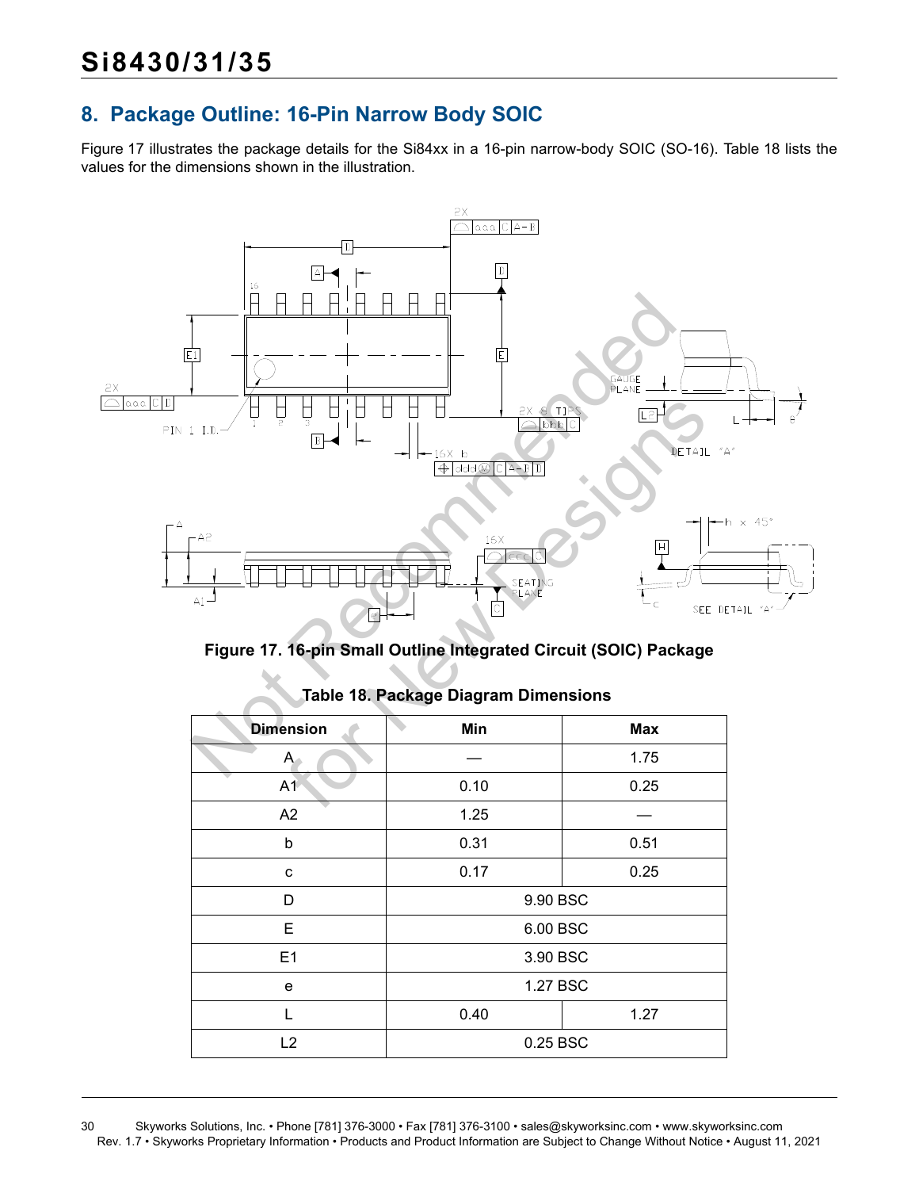## 8. Package Outline: 16-Pin Narrow Body SOIC

Figure 17 illustrates the package details for the Si84xx in a 16-pin narrow-body SOIC (SO-16). Table 18 lists the values for the dimensions shown in the illustration.

**Figure 17. 16-pin Small Outline Integrated Circuit (SOIC) Package**

**Table 18. Package Diagram Dimensions**

| Dimension | Min | Max |
|---|---|---|
| A | — | 1.75 |
| A1 | 0.10 | 0.25 |
| A2 | 1.25 | — |
| b | 0.31 | 0.51 |
| c | 0.17 | 0.25 |
| D | 9.90 BSC | |
| E | 6.00 BSC | |
| E1 | 3.90 BSC | |
| e | 1.27 BSC | |
| L | 0.40 | 1.27 |
| L2 | 0.25 BSC | |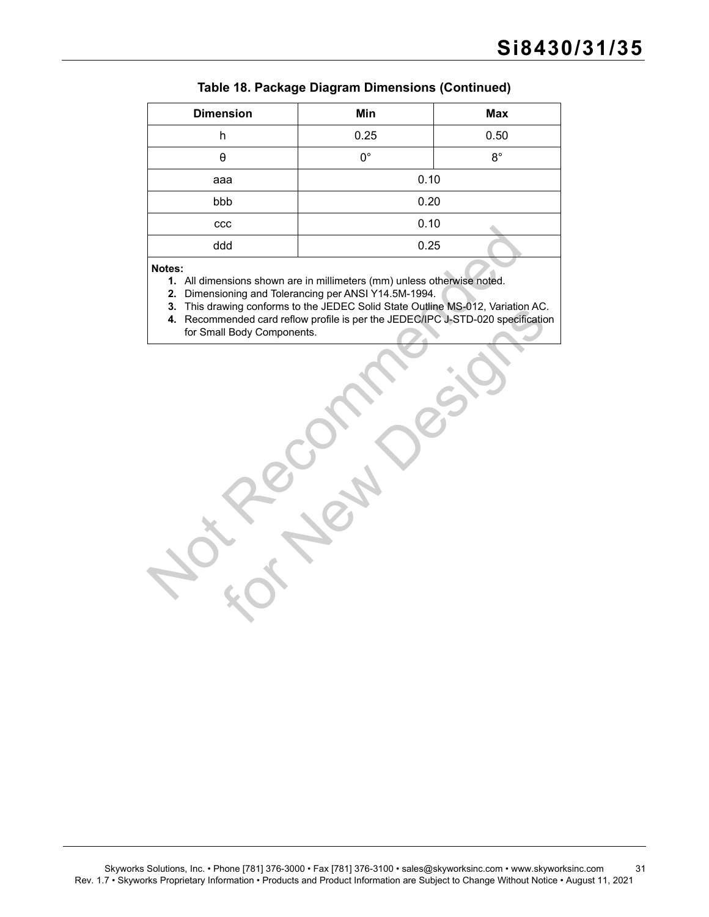**Table 18. Package Diagram Dimensions (Continued)**

| Dimension | Min | Max |
|---|---|---|
| h | 0.25 | 0.50 |
| θ | 0° | 8° |
| aaa | 0.10 | |
| bbb | 0.20 | |
| ccc | 0.10 | |
| ddd | 0.25 | |

**Notes:**

1. All dimensions shown are in millimeters (mm) unless otherwise noted.
2. Dimensioning and Tolerancing per ANSI Y14.5M-1994.
3. This drawing conforms to the JEDEC Solid State Outline MS-012, Variation AC.
4. Recommended card reflow profile is per the JEDEC/IPC J-STD-020 specification for Small Body Components.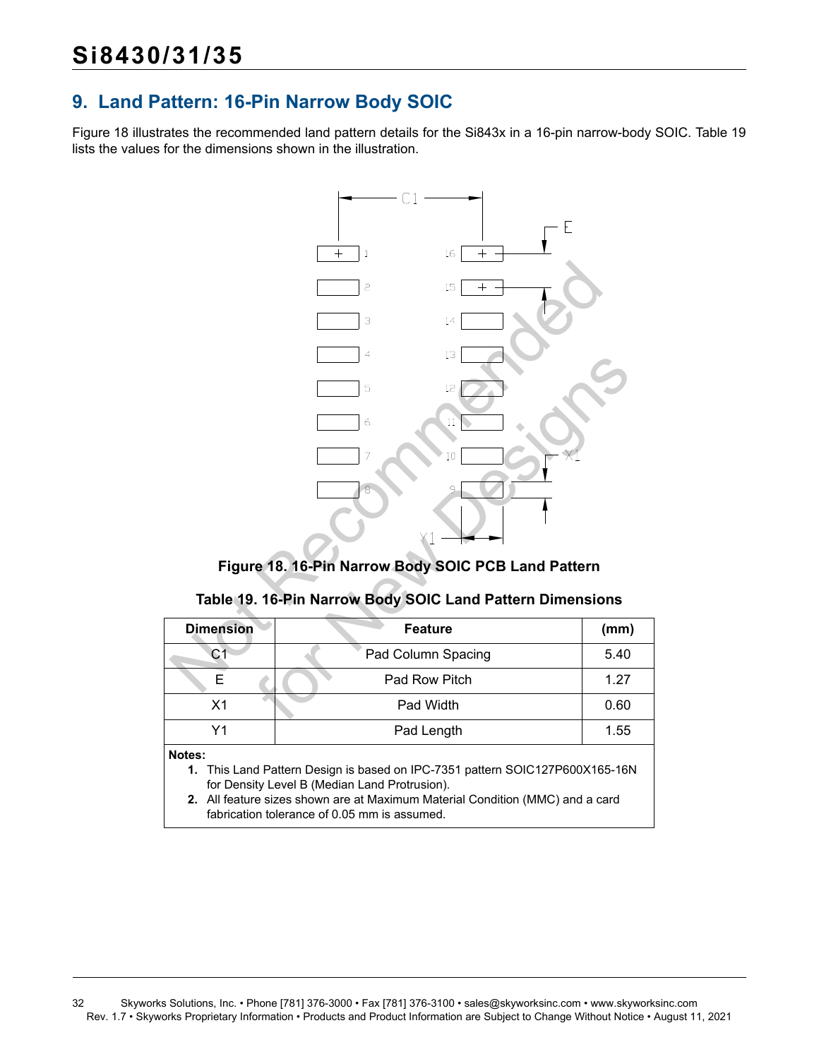## 9. Land Pattern: 16-Pin Narrow Body SOIC

Figure 18 illustrates the recommended land pattern details for the Si843x in a 16-pin narrow-body SOIC. Table 19 lists the values for the dimensions shown in the illustration.

**Figure 18. 16-Pin Narrow Body SOIC PCB Land Pattern**

**Table 19. 16-Pin Narrow Body SOIC Land Pattern Dimensions**

| Dimension | Feature | (mm) |
|---|---|---|
| C1 | Pad Column Spacing | 5.40 |
| E | Pad Row Pitch | 1.27 |
| X1 | Pad Width | 0.60 |
| Y1 | Pad Length | 1.55 |

**Notes:**

1. This Land Pattern Design is based on IPC-7351 pattern SOIC127P600X165-16N for Density Level B (Median Land Protrusion).
2. All feature sizes shown are at Maximum Material Condition (MMC) and a card fabrication tolerance of 0.05 mm is assumed.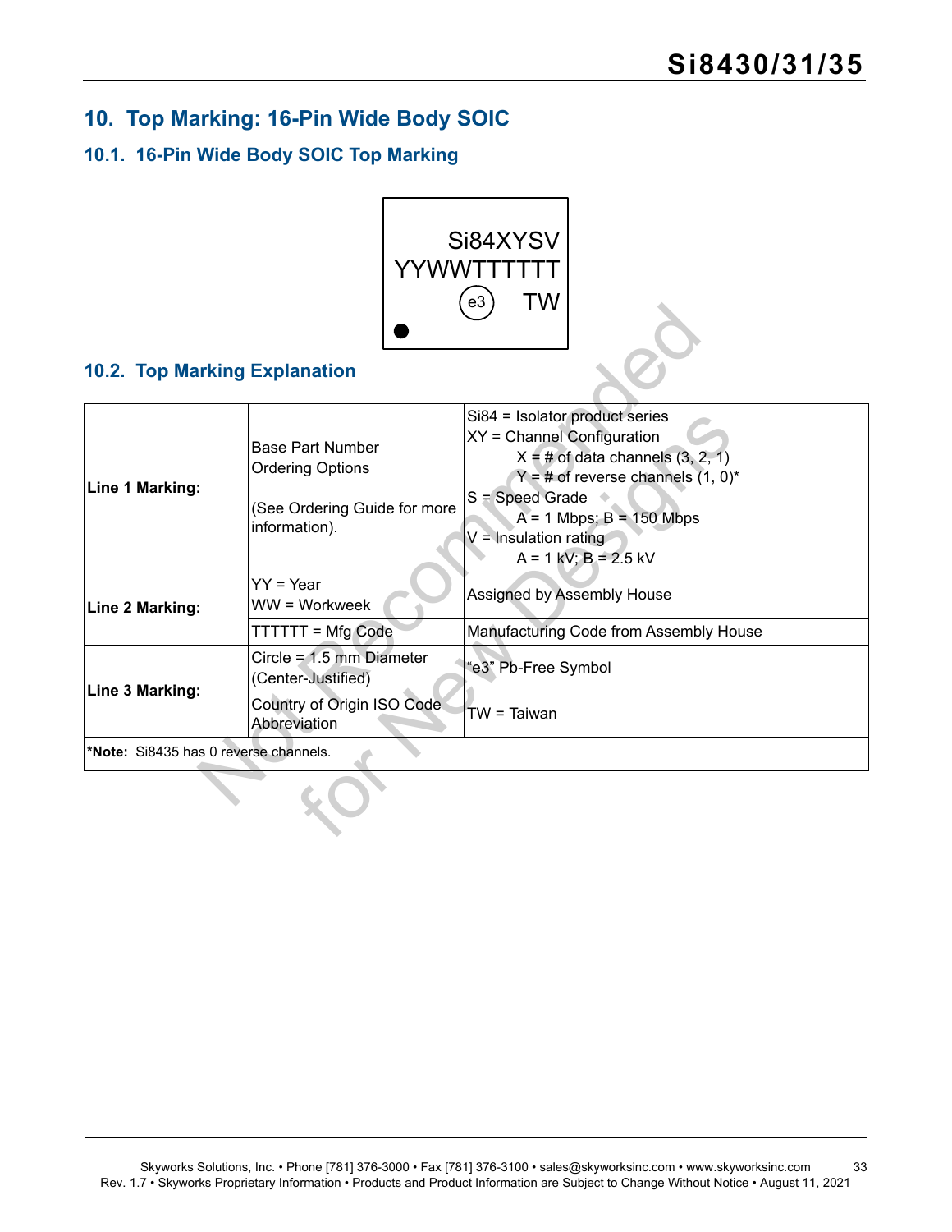## 10. Top Marking: 16-Pin Wide Body SOIC

### 10.1. 16-Pin Wide Body SOIC Top Marking

```
Si84XYSV
YYWWTTTTTT
(e3)   TW
●
```

### 10.2. Top Marking Explanation

| | | |
|---|---|---|
| **Line 1 Marking:** | Base Part Number Ordering Options<br><br>(See Ordering Guide for more information). | Si84 = Isolator product series<br>XY = Channel Configuration<br>X = # of data channels (3, 2, 1)<br>Y = # of reverse channels (1, 0)*<br>S = Speed Grade<br>A = 1 Mbps; B = 150 Mbps<br>V = Insulation rating<br>A = 1 kV; B = 2.5 kV |
| **Line 2 Marking:** | YY = Year<br>WW = Workweek | Assigned by Assembly House |
| | TTTTTT = Mfg Code | Manufacturing Code from Assembly House |
| **Line 3 Marking:** | Circle = 1.5 mm Diameter (Center-Justified) | "e3" Pb-Free Symbol |
| | Country of Origin ISO Code Abbreviation | TW = Taiwan |

***Note:** Si8435 has 0 reverse channels.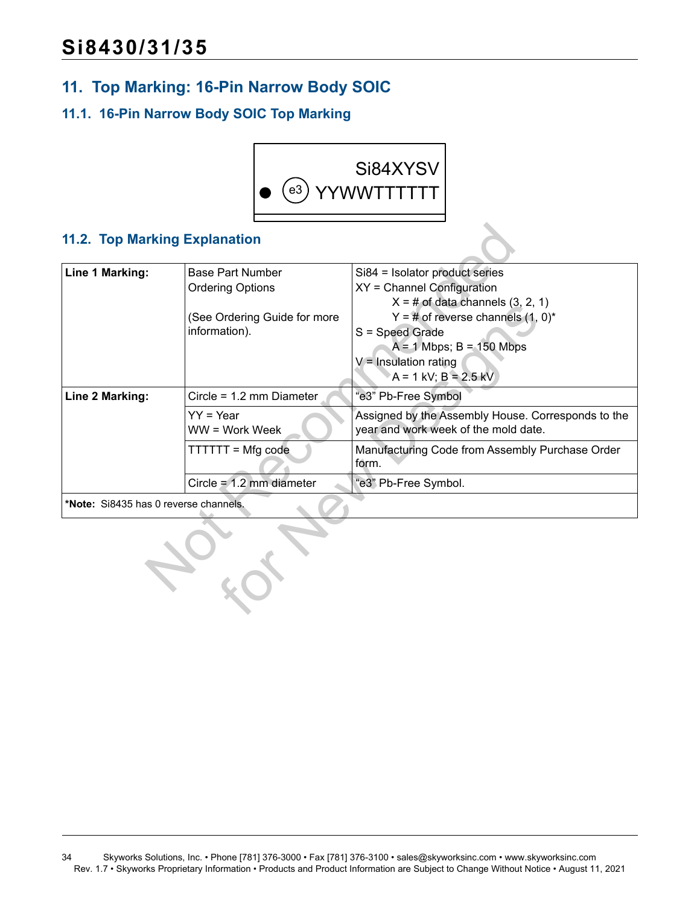# 11. Top Marking: 16-Pin Narrow Body SOIC

## 11.1. 16-Pin Narrow Body SOIC Top Marking

```
         Si84XYSV
●  (e3)  YYWWTTTTTT
```

## 11.2. Top Marking Explanation

| Line 1 Marking: | Base Part Number<br>Ordering Options<br><br>(See Ordering Guide for more information). | Si84 = Isolator product series<br>XY = Channel Configuration<br>X = # of data channels (3, 2, 1)<br>Y = # of reverse channels (1, 0)*<br>S = Speed Grade<br>A = 1 Mbps; B = 150 Mbps<br>V = Insulation rating<br>A = 1 kV; B = 2.5 kV |
|---|---|---|
| Line 2 Marking: | Circle = 1.2 mm Diameter | "e3" Pb-Free Symbol |
| | YY = Year<br>WW = Work Week | Assigned by the Assembly House. Corresponds to the year and work week of the mold date. |
| | TTTTTT = Mfg code | Manufacturing Code from Assembly Purchase Order form. |
| | Circle = 1.2 mm diameter | "e3" Pb-Free Symbol. |
| ***Note:** Si8435 has 0 reverse channels. | | |

Not Recommended for New Designs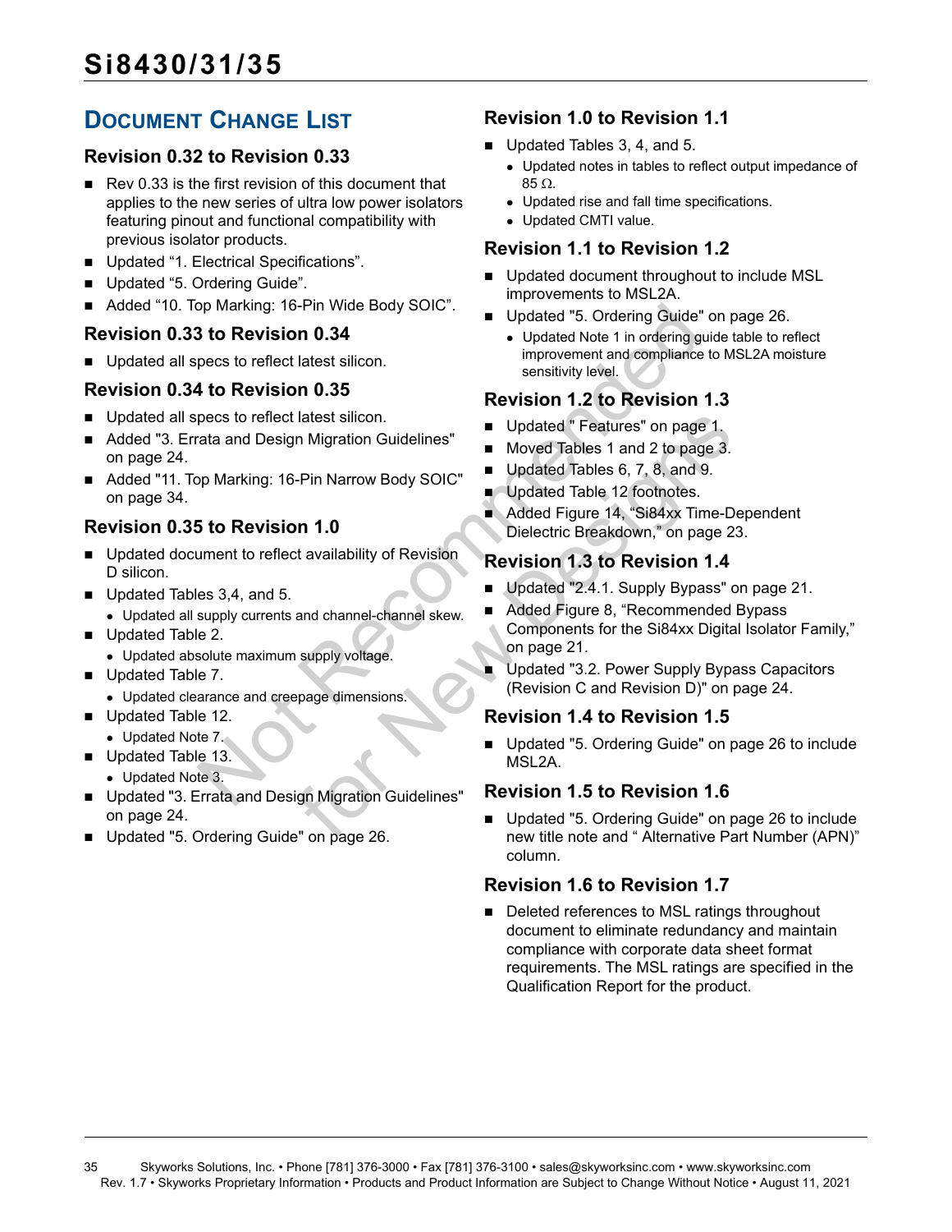## Document Change List

### Revision 0.32 to Revision 0.33

- Rev 0.33 is the first revision of this document that applies to the new series of ultra low power isolators featuring pinout and functional compatibility with previous isolator products.
- Updated “1. Electrical Specifications”.
- Updated “5. Ordering Guide”.
- Added “10. Top Marking: 16-Pin Wide Body SOIC”.

### Revision 0.33 to Revision 0.34

- Updated all specs to reflect latest silicon.

### Revision 0.34 to Revision 0.35

- Updated all specs to reflect latest silicon.
- Added "3. Errata and Design Migration Guidelines" on page 24.
- Added "11. Top Marking: 16-Pin Narrow Body SOIC" on page 34.

### Revision 0.35 to Revision 1.0

- Updated document to reflect availability of Revision D silicon.
- Updated Tables 3,4, and 5.
  - Updated all supply currents and channel-channel skew.
- Updated Table 2.
  - Updated absolute maximum supply voltage.
- Updated Table 7.
  - Updated clearance and creepage dimensions.
- Updated Table 12.
  - Updated Note 7.
- Updated Table 13.
  - Updated Note 3.
- Updated "3. Errata and Design Migration Guidelines" on page 24.
- Updated "5. Ordering Guide" on page 26.

### Revision 1.0 to Revision 1.1

- Updated Tables 3, 4, and 5.
  - Updated notes in tables to reflect output impedance of 85 Ω.
  - Updated rise and fall time specifications.
  - Updated CMTI value.

### Revision 1.1 to Revision 1.2

- Updated document throughout to include MSL improvements to MSL2A.
- Updated "5. Ordering Guide" on page 26.
  - Updated Note 1 in ordering guide table to reflect improvement and compliance to MSL2A moisture sensitivity level.

### Revision 1.2 to Revision 1.3

- Updated " Features" on page 1.
- Moved Tables 1 and 2 to page 3.
- Updated Tables 6, 7, 8, and 9.
- Updated Table 12 footnotes.
- Added Figure 14, “Si84xx Time-Dependent Dielectric Breakdown,” on page 23.

### Revision 1.3 to Revision 1.4

- Updated "2.4.1. Supply Bypass" on page 21.
- Added Figure 8, “Recommended Bypass Components for the Si84xx Digital Isolator Family,” on page 21.
- Updated "3.2. Power Supply Bypass Capacitors (Revision C and Revision D)" on page 24.

### Revision 1.4 to Revision 1.5

- Updated "5. Ordering Guide" on page 26 to include MSL2A.

### Revision 1.5 to Revision 1.6

- Updated "5. Ordering Guide" on page 26 to include new title note and “ Alternative Part Number (APN)” column.

### Revision 1.6 to Revision 1.7

- Deleted references to MSL ratings throughout document to eliminate redundancy and maintain compliance with corporate data sheet format requirements. The MSL ratings are specified in the Qualification Report for the product.